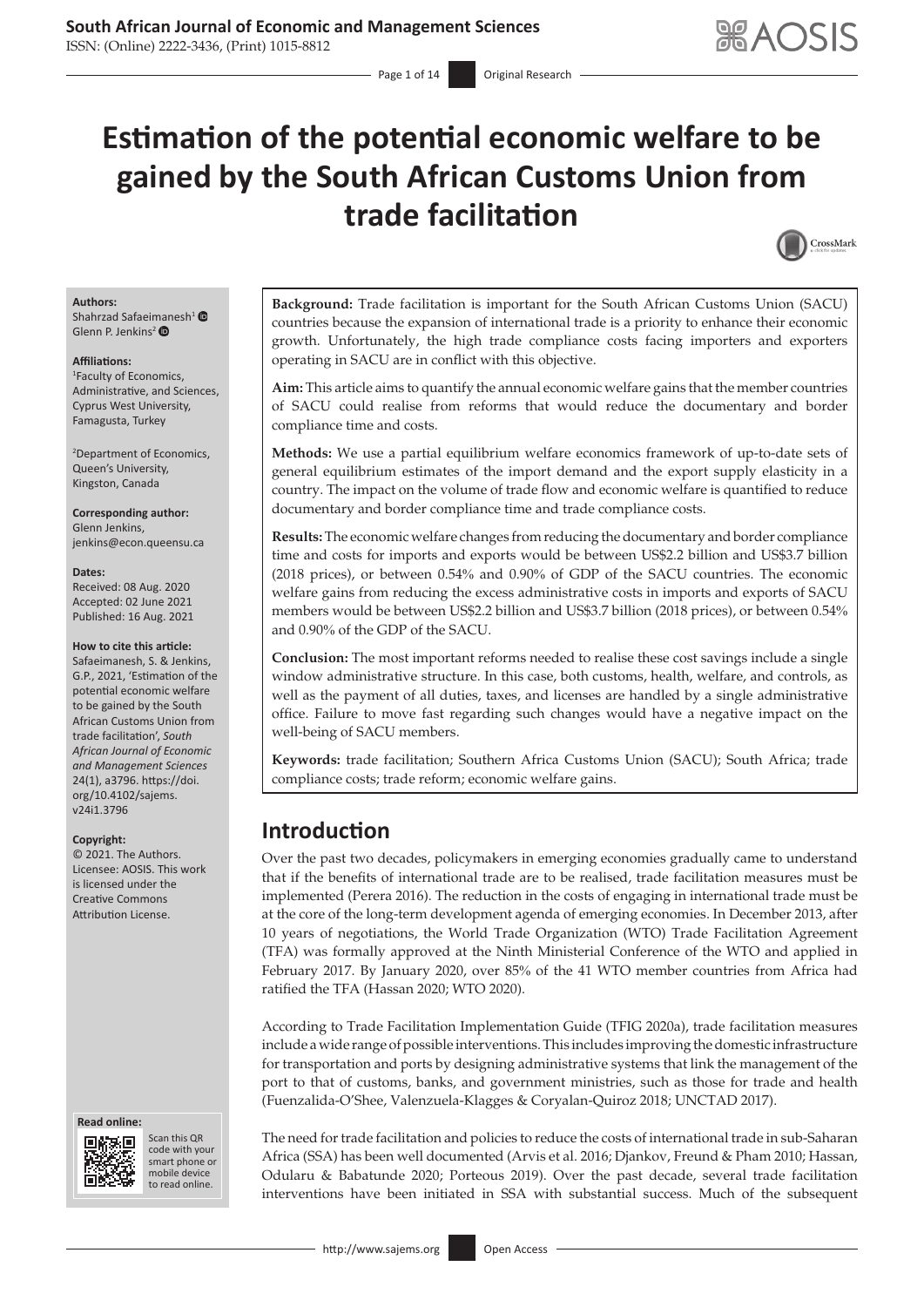# Estimation of the potential economic welfare to be gained by the South African Customs Union from trade facilitation

**Authors:**
Shahrzad Safaeimanesh[1]
Glenn P. Jenkins[2]

**Affiliations:**
[1]Faculty of Economics, Administrative, and Sciences, Cyprus West University, Famagusta, Turkey

[2]Department of Economics, Queen's University, Kingston, Canada

**Corresponding author:**
Glenn Jenkins,
jenkins@econ.queensu.ca

**Dates:**
Received: 08 Aug. 2020
Accepted: 02 June 2021
Published: 16 Aug. 2021

**How to cite this article:**
Safaeimanesh, S. & Jenkins, G.P., 2021, 'Estimation of the potential economic welfare to be gained by the South African Customs Union from trade facilitation', *South African Journal of Economic and Management Sciences* 24(1), a3796. https://doi.org/10.4102/sajems.v24i1.3796

**Copyright:**
© 2021. The Authors. Licensee: AOSIS. This work is licensed under the Creative Commons Attribution License.

**Background:** Trade facilitation is important for the South African Customs Union (SACU) countries because the expansion of international trade is a priority to enhance their economic growth. Unfortunately, the high trade compliance costs facing importers and exporters operating in SACU are in conflict with this objective.

**Aim:** This article aims to quantify the annual economic welfare gains that the member countries of SACU could realise from reforms that would reduce the documentary and border compliance time and costs.

**Methods:** We use a partial equilibrium welfare economics framework of up-to-date sets of general equilibrium estimates of the import demand and the export supply elasticity in a country. The impact on the volume of trade flow and economic welfare is quantified to reduce documentary and border compliance time and trade compliance costs.

**Results:** The economic welfare changes from reducing the documentary and border compliance time and costs for imports and exports would be between US$2.2 billion and US$3.7 billion (2018 prices), or between 0.54% and 0.90% of GDP of the SACU countries. The economic welfare gains from reducing the excess administrative costs in imports and exports of SACU members would be between US$2.2 billion and US$3.7 billion (2018 prices), or between 0.54% and 0.90% of the GDP of the SACU.

**Conclusion:** The most important reforms needed to realise these cost savings include a single window administrative structure. In this case, both customs, health, welfare, and controls, as well as the payment of all duties, taxes, and licenses are handled by a single administrative office. Failure to move fast regarding such changes would have a negative impact on the well-being of SACU members.

**Keywords:** trade facilitation; Southern Africa Customs Union (SACU); South Africa; trade compliance costs; trade reform; economic welfare gains.

## Introduction

Over the past two decades, policymakers in emerging economies gradually came to understand that if the benefits of international trade are to be realised, trade facilitation measures must be implemented (Perera 2016). The reduction in the costs of engaging in international trade must be at the core of the long-term development agenda of emerging economies. In December 2013, after 10 years of negotiations, the World Trade Organization (WTO) Trade Facilitation Agreement (TFA) was formally approved at the Ninth Ministerial Conference of the WTO and applied in February 2017. By January 2020, over 85% of the 41 WTO member countries from Africa had ratified the TFA (Hassan 2020; WTO 2020).

According to Trade Facilitation Implementation Guide (TFIG 2020a), trade facilitation measures include a wide range of possible interventions. This includes improving the domestic infrastructure for transportation and ports by designing administrative systems that link the management of the port to that of customs, banks, and government ministries, such as those for trade and health (Fuenzalida-O'Shee, Valenzuela-Klagges & Coryalan-Quiroz 2018; UNCTAD 2017).

The need for trade facilitation and policies to reduce the costs of international trade in sub-Saharan Africa (SSA) has been well documented (Arvis et al. 2016; Djankov, Freund & Pham 2010; Hassan, Odularu & Babatunde 2020; Porteous 2019). Over the past decade, several trade facilitation interventions have been initiated in SSA with substantial success. Much of the subsequent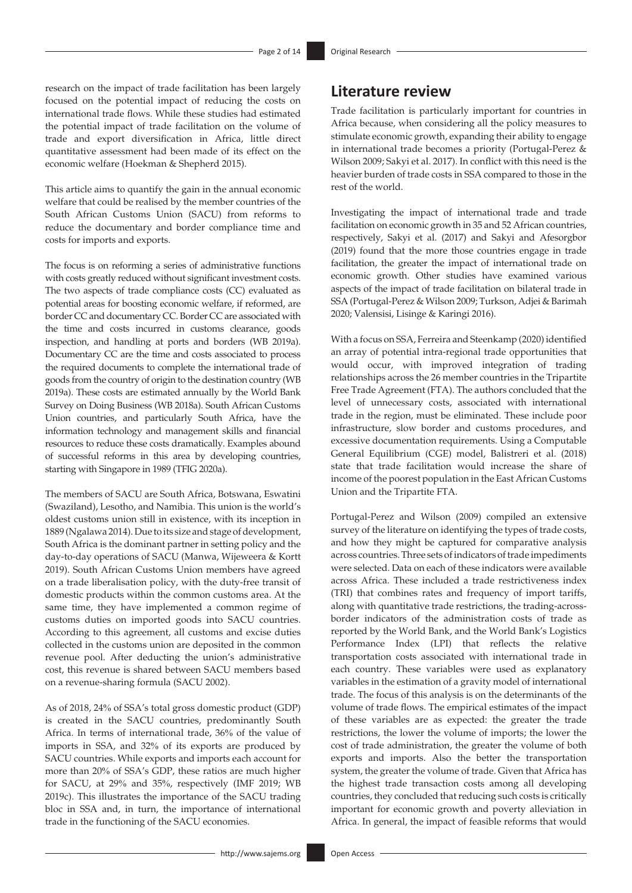research on the impact of trade facilitation has been largely focused on the potential impact of reducing the costs on international trade flows. While these studies had estimated the potential impact of trade facilitation on the volume of trade and export diversification in Africa, little direct quantitative assessment had been made of its effect on the economic welfare (Hoekman & Shepherd 2015).

This article aims to quantify the gain in the annual economic welfare that could be realised by the member countries of the South African Customs Union (SACU) from reforms to reduce the documentary and border compliance time and costs for imports and exports.

The focus is on reforming a series of administrative functions with costs greatly reduced without significant investment costs. The two aspects of trade compliance costs (CC) evaluated as potential areas for boosting economic welfare, if reformed, are border CC and documentary CC. Border CC are associated with the time and costs incurred in customs clearance, goods inspection, and handling at ports and borders (WB 2019a). Documentary CC are the time and costs associated to process the required documents to complete the international trade of goods from the country of origin to the destination country (WB 2019a). These costs are estimated annually by the World Bank Survey on Doing Business (WB 2018a). South African Customs Union countries, and particularly South Africa, have the information technology and management skills and financial resources to reduce these costs dramatically. Examples abound of successful reforms in this area by developing countries, starting with Singapore in 1989 (TFIG 2020a).

The members of SACU are South Africa, Botswana, Eswatini (Swaziland), Lesotho, and Namibia. This union is the world's oldest customs union still in existence, with its inception in 1889 (Ngalawa 2014). Due to its size and stage of development, South Africa is the dominant partner in setting policy and the day-to-day operations of SACU (Manwa, Wijeweera & Kortt 2019). South African Customs Union members have agreed on a trade liberalisation policy, with the duty-free transit of domestic products within the common customs area. At the same time, they have implemented a common regime of customs duties on imported goods into SACU countries. According to this agreement, all customs and excise duties collected in the customs union are deposited in the common revenue pool. After deducting the union's administrative cost, this revenue is shared between SACU members based on a revenue-sharing formula (SACU 2002).

As of 2018, 24% of SSA's total gross domestic product (GDP) is created in the SACU countries, predominantly South Africa. In terms of international trade, 36% of the value of imports in SSA, and 32% of its exports are produced by SACU countries. While exports and imports each account for more than 20% of SSA's GDP, these ratios are much higher for SACU, at 29% and 35%, respectively (IMF 2019; WB 2019c). This illustrates the importance of the SACU trading bloc in SSA and, in turn, the importance of international trade in the functioning of the SACU economies.

## Literature review

Trade facilitation is particularly important for countries in Africa because, when considering all the policy measures to stimulate economic growth, expanding their ability to engage in international trade becomes a priority (Portugal-Perez & Wilson 2009; Sakyi et al. 2017). In conflict with this need is the heavier burden of trade costs in SSA compared to those in the rest of the world.

Investigating the impact of international trade and trade facilitation on economic growth in 35 and 52 African countries, respectively, Sakyi et al. (2017) and Sakyi and Afesorgbor (2019) found that the more those countries engage in trade facilitation, the greater the impact of international trade on economic growth. Other studies have examined various aspects of the impact of trade facilitation on bilateral trade in SSA (Portugal-Perez & Wilson 2009; Turkson, Adjei & Barimah 2020; Valensisi, Lisinge & Karingi 2016).

With a focus on SSA, Ferreira and Steenkamp (2020) identified an array of potential intra-regional trade opportunities that would occur, with improved integration of trading relationships across the 26 member countries in the Tripartite Free Trade Agreement (FTA). The authors concluded that the level of unnecessary costs, associated with international trade in the region, must be eliminated. These include poor infrastructure, slow border and customs procedures, and excessive documentation requirements. Using a Computable General Equilibrium (CGE) model, Balistreri et al. (2018) state that trade facilitation would increase the share of income of the poorest population in the East African Customs Union and the Tripartite FTA.

Portugal-Perez and Wilson (2009) compiled an extensive survey of the literature on identifying the types of trade costs, and how they might be captured for comparative analysis across countries. Three sets of indicators of trade impediments were selected. Data on each of these indicators were available across Africa. These included a trade restrictiveness index (TRI) that combines rates and frequency of import tariffs, along with quantitative trade restrictions, the trading-across-border indicators of the administration costs of trade as reported by the World Bank, and the World Bank's Logistics Performance Index (LPI) that reflects the relative transportation costs associated with international trade in each country. These variables were used as explanatory variables in the estimation of a gravity model of international trade. The focus of this analysis is on the determinants of the volume of trade flows. The empirical estimates of the impact of these variables are as expected: the greater the trade restrictions, the lower the volume of imports; the lower the cost of trade administration, the greater the volume of both exports and imports. Also the better the transportation system, the greater the volume of trade. Given that Africa has the highest trade transaction costs among all developing countries, they concluded that reducing such costs is critically important for economic growth and poverty alleviation in Africa. In general, the impact of feasible reforms that would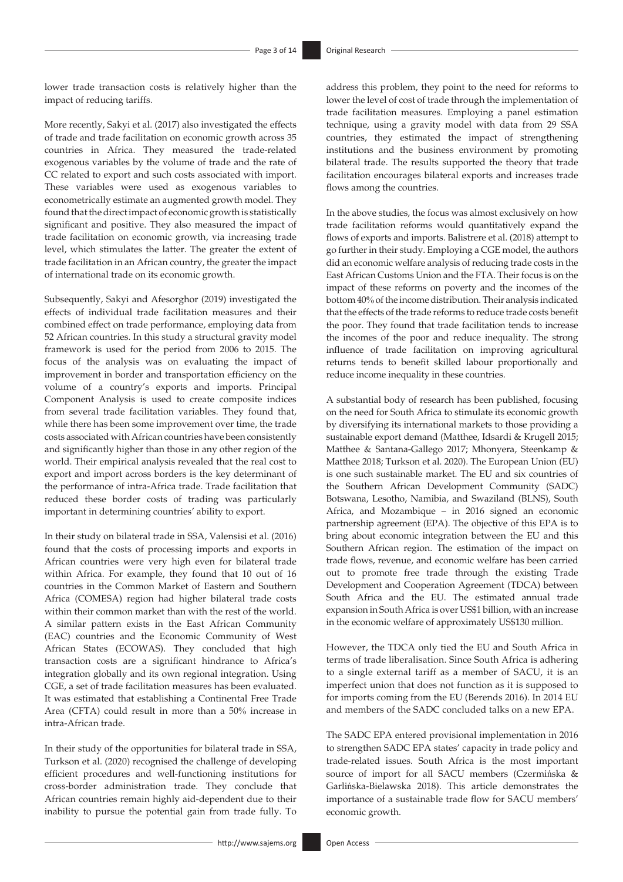lower trade transaction costs is relatively higher than the impact of reducing tariffs.

More recently, Sakyi et al. (2017) also investigated the effects of trade and trade facilitation on economic growth across 35 countries in Africa. They measured the trade-related exogenous variables by the volume of trade and the rate of CC related to export and such costs associated with import. These variables were used as exogenous variables to econometrically estimate an augmented growth model. They found that the direct impact of economic growth is statistically significant and positive. They also measured the impact of trade facilitation on economic growth, via increasing trade level, which stimulates the latter. The greater the extent of trade facilitation in an African country, the greater the impact of international trade on its economic growth.

Subsequently, Sakyi and Afesorghor (2019) investigated the effects of individual trade facilitation measures and their combined effect on trade performance, employing data from 52 African countries. In this study a structural gravity model framework is used for the period from 2006 to 2015. The focus of the analysis was on evaluating the impact of improvement in border and transportation efficiency on the volume of a country's exports and imports. Principal Component Analysis is used to create composite indices from several trade facilitation variables. They found that, while there has been some improvement over time, the trade costs associated with African countries have been consistently and significantly higher than those in any other region of the world. Their empirical analysis revealed that the real cost to export and import across borders is the key determinant of the performance of intra-Africa trade. Trade facilitation that reduced these border costs of trading was particularly important in determining countries' ability to export.

In their study on bilateral trade in SSA, Valensisi et al. (2016) found that the costs of processing imports and exports in African countries were very high even for bilateral trade within Africa. For example, they found that 10 out of 16 countries in the Common Market of Eastern and Southern Africa (COMESA) region had higher bilateral trade costs within their common market than with the rest of the world. A similar pattern exists in the East African Community (EAC) countries and the Economic Community of West African States (ECOWAS). They concluded that high transaction costs are a significant hindrance to Africa's integration globally and its own regional integration. Using CGE, a set of trade facilitation measures has been evaluated. It was estimated that establishing a Continental Free Trade Area (CFTA) could result in more than a 50% increase in intra-African trade.

In their study of the opportunities for bilateral trade in SSA, Turkson et al. (2020) recognised the challenge of developing efficient procedures and well-functioning institutions for cross-border administration trade. They conclude that African countries remain highly aid-dependent due to their inability to pursue the potential gain from trade fully. To address this problem, they point to the need for reforms to lower the level of cost of trade through the implementation of trade facilitation measures. Employing a panel estimation technique, using a gravity model with data from 29 SSA countries, they estimated the impact of strengthening institutions and the business environment by promoting bilateral trade. The results supported the theory that trade facilitation encourages bilateral exports and increases trade flows among the countries.

In the above studies, the focus was almost exclusively on how trade facilitation reforms would quantitatively expand the flows of exports and imports. Balistreri et al. (2018) attempt to go further in their study. Employing a CGE model, the authors did an economic welfare analysis of reducing trade costs in the East African Customs Union and the FTA. Their focus is on the impact of these reforms on poverty and the incomes of the bottom 40% of the income distribution. Their analysis indicated that the effects of the trade reforms to reduce trade costs benefit the poor. They found that trade facilitation tends to increase the incomes of the poor and reduce inequality. The strong influence of trade facilitation on improving agricultural returns tends to benefit skilled labour proportionally and reduce income inequality in these countries.

A substantial body of research has been published, focusing on the need for South Africa to stimulate its economic growth by diversifying its international markets to those providing a sustainable export demand (Matthee, Idsardi & Krugell 2015; Matthee & Santana-Gallego 2017; Mhonyera, Steenkamp & Matthee 2018; Turkson et al. 2020). The European Union (EU) is one such sustainable market. The EU and six countries of the Southern African Development Community (SADC) Botswana, Lesotho, Namibia, and Swaziland (BLNS), South Africa, and Mozambique – in 2016 signed an economic partnership agreement (EPA). The objective of this EPA is to bring about economic integration between the EU and this Southern African region. The estimation of the impact on trade flows, revenue, and economic welfare has been carried out to promote free trade through the existing Trade Development and Cooperation Agreement (TDCA) between South Africa and the EU. The estimated annual trade expansion in South Africa is over US$1 billion, with an increase in the economic welfare of approximately US$130 million.

However, the TDCA only tied the EU and South Africa in terms of trade liberalisation. Since South Africa is adhering to a single external tariff as a member of SACU, it is an imperfect union that does not function as it is supposed to for imports coming from the EU (Berends 2016). In 2014 EU and members of the SADC concluded talks on a new EPA.

The SADC EPA entered provisional implementation in 2016 to strengthen SADC EPA states' capacity in trade policy and trade-related issues. South Africa is the most important source of import for all SACU members (Czermińska & Garlińska-Bielawska 2018). This article demonstrates the importance of a sustainable trade flow for SACU members' economic growth.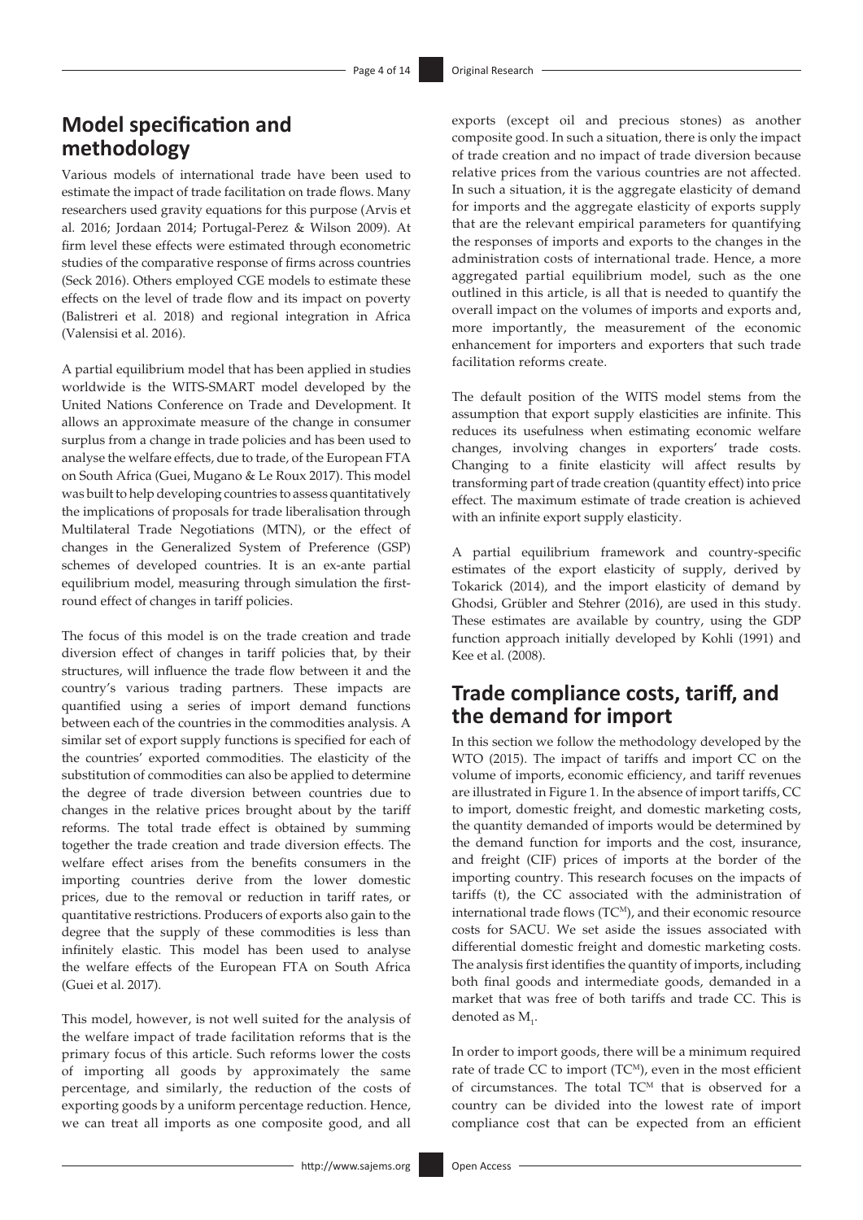## Model specification and methodology

Various models of international trade have been used to estimate the impact of trade facilitation on trade flows. Many researchers used gravity equations for this purpose (Arvis et al. 2016; Jordaan 2014; Portugal-Perez & Wilson 2009). At firm level these effects were estimated through econometric studies of the comparative response of firms across countries (Seck 2016). Others employed CGE models to estimate these effects on the level of trade flow and its impact on poverty (Balistreri et al. 2018) and regional integration in Africa (Valensisi et al. 2016).

A partial equilibrium model that has been applied in studies worldwide is the WITS-SMART model developed by the United Nations Conference on Trade and Development. It allows an approximate measure of the change in consumer surplus from a change in trade policies and has been used to analyse the welfare effects, due to trade, of the European FTA on South Africa (Guei, Mugano & Le Roux 2017). This model was built to help developing countries to assess quantitatively the implications of proposals for trade liberalisation through Multilateral Trade Negotiations (MTN), or the effect of changes in the Generalized System of Preference (GSP) schemes of developed countries. It is an ex-ante partial equilibrium model, measuring through simulation the first-round effect of changes in tariff policies.

The focus of this model is on the trade creation and trade diversion effect of changes in tariff policies that, by their structures, will influence the trade flow between it and the country's various trading partners. These impacts are quantified using a series of import demand functions between each of the countries in the commodities analysis. A similar set of export supply functions is specified for each of the countries' exported commodities. The elasticity of the substitution of commodities can also be applied to determine the degree of trade diversion between countries due to changes in the relative prices brought about by the tariff reforms. The total trade effect is obtained by summing together the trade creation and trade diversion effects. The welfare effect arises from the benefits consumers in the importing countries derive from the lower domestic prices, due to the removal or reduction in tariff rates, or quantitative restrictions. Producers of exports also gain to the degree that the supply of these commodities is less than infinitely elastic. This model has been used to analyse the welfare effects of the European FTA on South Africa (Guei et al. 2017).

This model, however, is not well suited for the analysis of the welfare impact of trade facilitation reforms that is the primary focus of this article. Such reforms lower the costs of importing all goods by approximately the same percentage, and similarly, the reduction of the costs of exporting goods by a uniform percentage reduction. Hence, we can treat all imports as one composite good, and all exports (except oil and precious stones) as another composite good. In such a situation, there is only the impact of trade creation and no impact of trade diversion because relative prices from the various countries are not affected. In such a situation, it is the aggregate elasticity of demand for imports and the aggregate elasticity of exports supply that are the relevant empirical parameters for quantifying the responses of imports and exports to the changes in the administration costs of international trade. Hence, a more aggregated partial equilibrium model, such as the one outlined in this article, is all that is needed to quantify the overall impact on the volumes of imports and exports and, more importantly, the measurement of the economic enhancement for importers and exporters that such trade facilitation reforms create.

The default position of the WITS model stems from the assumption that export supply elasticities are infinite. This reduces its usefulness when estimating economic welfare changes, involving changes in exporters' trade costs. Changing to a finite elasticity will affect results by transforming part of trade creation (quantity effect) into price effect. The maximum estimate of trade creation is achieved with an infinite export supply elasticity.

A partial equilibrium framework and country-specific estimates of the export elasticity of supply, derived by Tokarick (2014), and the import elasticity of demand by Ghodsi, Grübler and Stehrer (2016), are used in this study. These estimates are available by country, using the GDP function approach initially developed by Kohli (1991) and Kee et al. (2008).

## Trade compliance costs, tariff, and the demand for import

In this section we follow the methodology developed by the WTO (2015). The impact of tariffs and import CC on the volume of imports, economic efficiency, and tariff revenues are illustrated in Figure 1. In the absence of import tariffs, CC to import, domestic freight, and domestic marketing costs, the quantity demanded of imports would be determined by the demand function for imports and the cost, insurance, and freight (CIF) prices of imports at the border of the importing country. This research focuses on the impacts of tariffs (t), the CC associated with the administration of international trade flows ($TC^M$), and their economic resource costs for SACU. We set aside the issues associated with differential domestic freight and domestic marketing costs. The analysis first identifies the quantity of imports, including both final goods and intermediate goods, demanded in a market that was free of both tariffs and trade CC. This is denoted as $M_1$.

In order to import goods, there will be a minimum required rate of trade CC to import ($TC^M$), even in the most efficient of circumstances. The total $TC^M$ that is observed for a country can be divided into the lowest rate of import compliance cost that can be expected from an efficient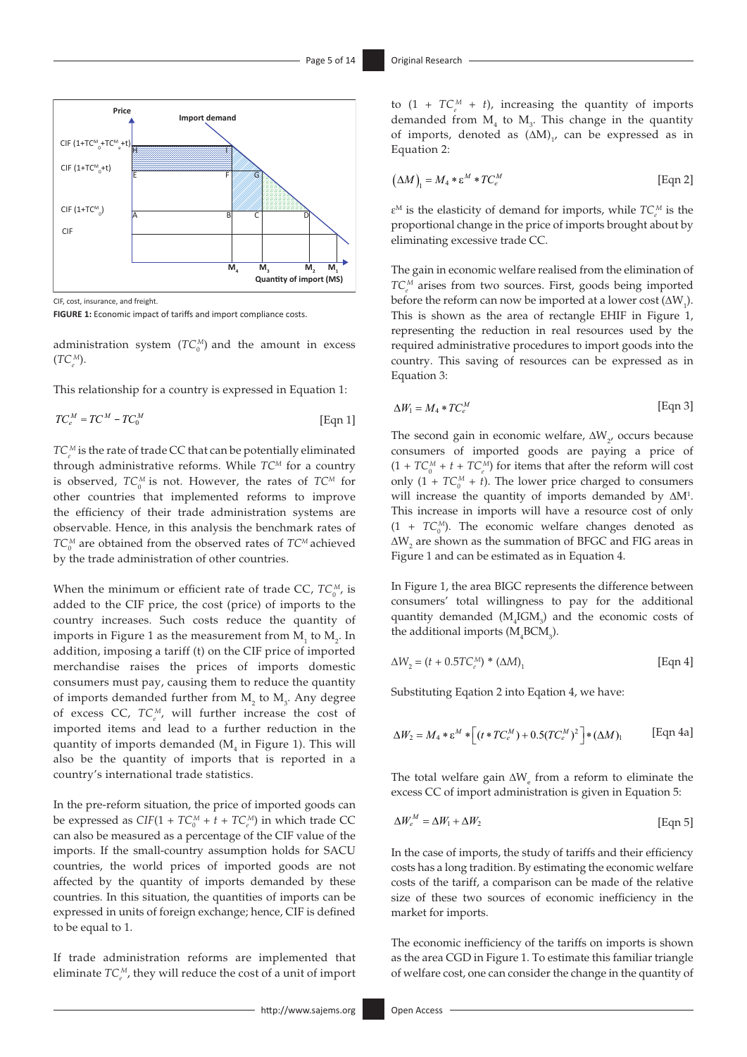CIF, cost, insurance, and freight.

**FIGURE 1:** Economic impact of tariffs and import compliance costs.

administration system ($TC_0^M$) and the amount in excess ($TC_e^M$).

This relationship for a country is expressed in Equation 1:

$$TC_e^M = TC^M - TC_0^M \quad \text{[Eqn 1]}$$

$TC_e^M$ is the rate of trade CC that can be potentially eliminated through administrative reforms. While $TC^M$ for a country is observed, $TC_0^M$ is not. However, the rates of $TC^M$ for other countries that implemented reforms to improve the efficiency of their trade administration systems are observable. Hence, in this analysis the benchmark rates of $TC_0^M$ are obtained from the observed rates of $TC^M$ achieved by the trade administration of other countries.

When the minimum or efficient rate of trade CC, $TC_0^M$, is added to the CIF price, the cost (price) of imports to the country increases. Such costs reduce the quantity of imports in Figure 1 as the measurement from $M_1$ to $M_2$. In addition, imposing a tariff (t) on the CIF price of imported merchandise raises the prices of imports domestic consumers must pay, causing them to reduce the quantity of imports demanded further from $M_2$ to $M_3$. Any degree of excess CC, $TC_e^M$, will further increase the cost of imported items and lead to a further reduction in the quantity of imports demanded ($M_4$ in Figure 1). This will also be the quantity of imports that is reported in a country's international trade statistics.

In the pre-reform situation, the price of imported goods can be expressed as $CIF(1 + TC_0^M + t + TC_e^M)$ in which trade CC can also be measured as a percentage of the CIF value of the imports. If the small-country assumption holds for SACU countries, the world prices of imported goods are not affected by the quantity of imports demanded by these countries. In this situation, the quantities of imports can be expressed in units of foreign exchange; hence, CIF is defined to be equal to 1.

If trade administration reforms are implemented that eliminate $TC_e^M$, they will reduce the cost of a unit of import to $(1 + TC_e^M + t)$, increasing the quantity of imports demanded from $M_4$ to $M_3$. This change in the quantity of imports, denoted as $(\Delta M)_1$, can be expressed as in Equation 2:

$$(\Delta M)_1 = M_4 * \varepsilon^M * TC_e^M \quad \text{[Eqn 2]}$$

$\varepsilon^M$ is the elasticity of demand for imports, while $TC_e^M$ is the proportional change in the price of imports brought about by eliminating excessive trade CC.

The gain in economic welfare realised from the elimination of $TC_e^M$ arises from two sources. First, goods being imported before the reform can now be imported at a lower cost ($\Delta W_1$). This is shown as the area of rectangle EHIF in Figure 1, representing the reduction in real resources used by the required administrative procedures to import goods into the country. This saving of resources can be expressed as in Equation 3:

$$\Delta W_1 = M_4 * TC_e^M \quad \text{[Eqn 3]}$$

The second gain in economic welfare, $\Delta W_2$, occurs because consumers of imported goods are paying a price of $(1 + TC_0^M + t + TC_e^M)$ for items that after the reform will cost only $(1 + TC_0^M + t)$. The lower price charged to consumers will increase the quantity of imports demanded by $\Delta M^1$. This increase in imports will have a resource cost of only $(1 + TC_0^M)$. The economic welfare changes denoted as $\Delta W_2$ are shown as the summation of BFGC and FIG areas in Figure 1 and can be estimated as in Equation 4.

In Figure 1, the area BIGC represents the difference between consumers' total willingness to pay for the additional quantity demanded ($M_4IGM_3$) and the economic costs of the additional imports ($M_4BCM_3$).

$$\Delta W_2 = (t + 0.5TC_e^M) * (\Delta M)_1 \quad \text{[Eqn 4]}$$

Substituting Eqation 2 into Eqation 4, we have:

$$\Delta W_2 = M_4 * \varepsilon^M * \left[(t * TC_e^M) + 0.5(TC_e^M)^2\right] * (\Delta M)_1 \quad \text{[Eqn 4a]}$$

The total welfare gain $\Delta W_e$ from a reform to eliminate the excess CC of import administration is given in Equation 5:

$$\Delta W_e^M = \Delta W_1 + \Delta W_2 \quad \text{[Eqn 5]}$$

In the case of imports, the study of tariffs and their efficiency costs has a long tradition. By estimating the economic welfare costs of the tariff, a comparison can be made of the relative size of these two sources of economic inefficiency in the market for imports.

The economic inefficiency of the tariffs on imports is shown as the area CGD in Figure 1. To estimate this familiar triangle of welfare cost, one can consider the change in the quantity of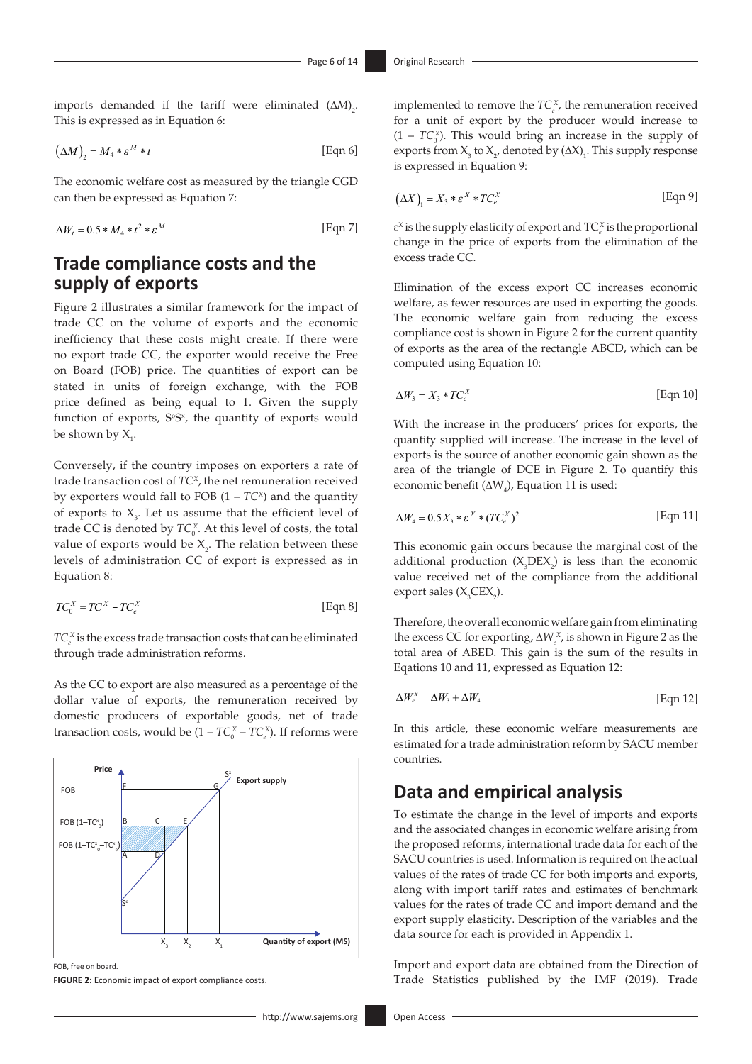imports demanded if the tariff were eliminated $(\Delta M)_2$. This is expressed as in Equation 6:

$$(\Delta M)_2 = M_4 * \varepsilon^M * t \quad \text{[Eqn 6]}$$

The economic welfare cost as measured by the triangle CGD can then be expressed as Equation 7:

$$\Delta W_t = 0.5 * M_4 * t^2 * \varepsilon^M \quad \text{[Eqn 7]}$$

## Trade compliance costs and the supply of exports

Figure 2 illustrates a similar framework for the impact of trade CC on the volume of exports and the economic inefficiency that these costs might create. If there were no export trade CC, the exporter would receive the Free on Board (FOB) price. The quantities of export can be stated in units of foreign exchange, with the FOB price defined as being equal to 1. Given the supply function of exports, $S^oS^x$, the quantity of exports would be shown by $X_1$.

Conversely, if the country imposes on exporters a rate of trade transaction cost of $TC^X$, the net remuneration received by exporters would fall to FOB $(1 - TC^X)$ and the quantity of exports to $X_3$. Let us assume that the efficient level of trade CC is denoted by $TC_0^X$. At this level of costs, the total value of exports would be $X_2$. The relation between these levels of administration CC of export is expressed as in Equation 8:

$$TC_0^X = TC^X - TC_e^X \quad \text{[Eqn 8]}$$

$TC_e^X$ is the excess trade transaction costs that can be eliminated through trade administration reforms.

As the CC to export are also measured as a percentage of the dollar value of exports, the remuneration received by domestic producers of exportable goods, net of trade transaction costs, would be $(1 - TC_0^X - TC_e^X)$. If reforms were implemented to remove the $TC_e^X$, the remuneration received for a unit of export by the producer would increase to $(1 - TC_0^X)$. This would bring an increase in the supply of exports from $X_3$ to $X_2$, denoted by $(\Delta X)_1$. This supply response is expressed in Equation 9:

$$(\Delta X)_1 = X_3 * \varepsilon^X * TC_e^X \quad \text{[Eqn 9]}$$

$\varepsilon^X$ is the supply elasticity of export and $TC_e^X$ is the proportional change in the price of exports from the elimination of the excess trade CC.

Elimination of the excess export CC increases economic welfare, as fewer resources are used in exporting the goods. The economic welfare gain from reducing the excess compliance cost is shown in Figure 2 for the current quantity of exports as the area of the rectangle ABCD, which can be computed using Equation 10:

$$\Delta W_3 = X_3 * TC_e^X \quad \text{[Eqn 10]}$$

With the increase in the producers' prices for exports, the quantity supplied will increase. The increase in the level of exports is the source of another economic gain shown as the area of the triangle of DCE in Figure 2. To quantify this economic benefit $(\Delta W_4)$, Equation 11 is used:

$$\Delta W_4 = 0.5 X_3 * \varepsilon^X * (TC_e^X)^2 \quad \text{[Eqn 11]}$$

This economic gain occurs because the marginal cost of the additional production $(X_3DEX_2)$ is less than the economic value received net of the compliance from the additional export sales $(X_3CEX_2)$.

Therefore, the overall economic welfare gain from eliminating the excess CC for exporting, $\Delta W_e^X$, is shown in Figure 2 as the total area of ABED. This gain is the sum of the results in Eqations 10 and 11, expressed as Equation 12:

$$\Delta W_e^X = \Delta W_3 + \Delta W_4 \quad \text{[Eqn 12]}$$

In this article, these economic welfare measurements are estimated for a trade administration reform by SACU member countries.

FOB, free on board.

**FIGURE 2:** Economic impact of export compliance costs.

## Data and empirical analysis

To estimate the change in the level of imports and exports and the associated changes in economic welfare arising from the proposed reforms, international trade data for each of the SACU countries is used. Information is required on the actual values of the rates of trade CC for both imports and exports, along with import tariff rates and estimates of benchmark values for the rates of trade CC and import demand and the export supply elasticity. Description of the variables and the data source for each is provided in Appendix 1.

Import and export data are obtained from the Direction of Trade Statistics published by the IMF (2019). Trade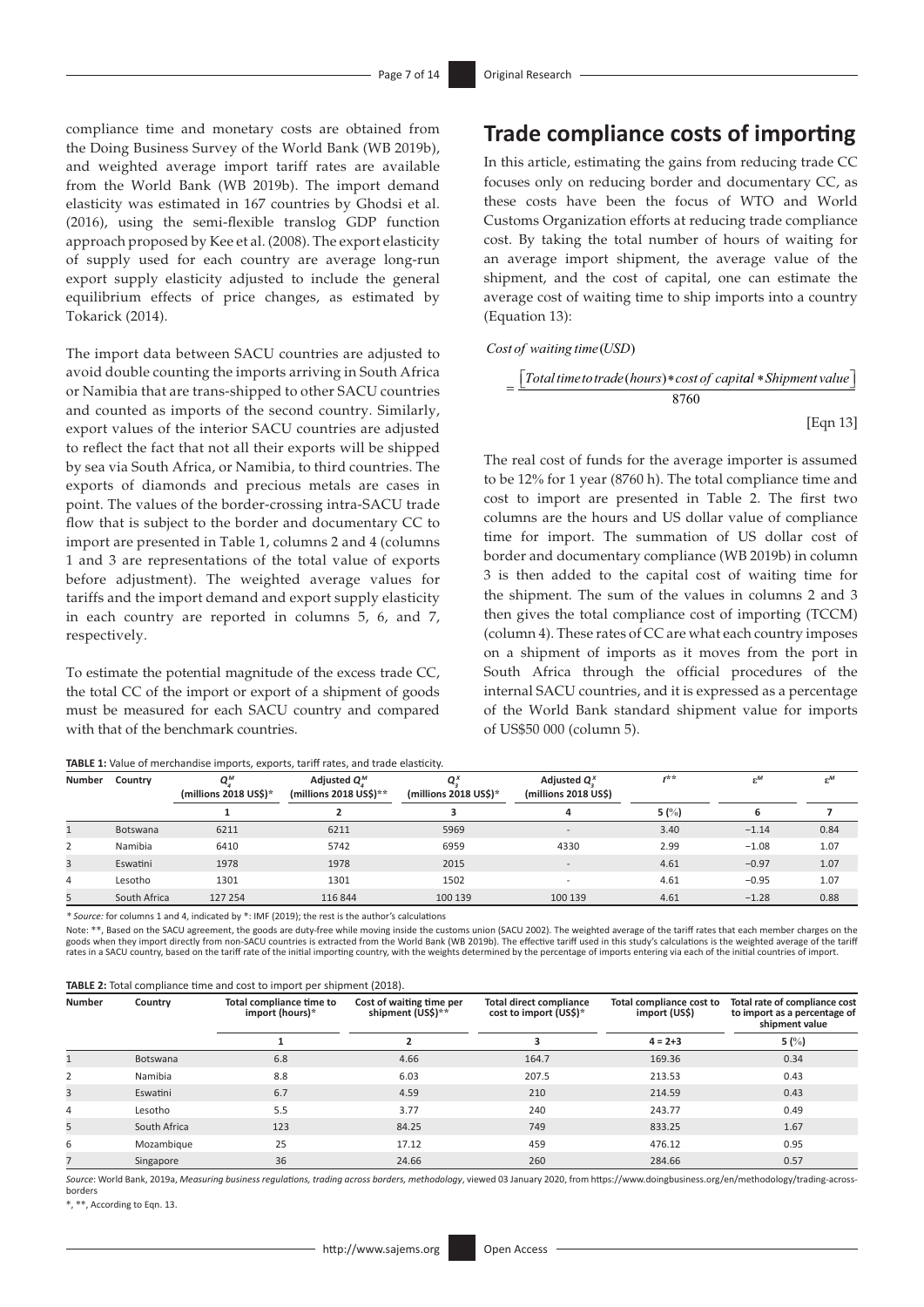compliance time and monetary costs are obtained from the Doing Business Survey of the World Bank (WB 2019b), and weighted average import tariff rates are available from the World Bank (WB 2019b). The import demand elasticity was estimated in 167 countries by Ghodsi et al. (2016), using the semi-flexible translog GDP function approach proposed by Kee et al. (2008). The export elasticity of supply used for each country are average long-run export supply elasticity adjusted to include the general equilibrium effects of price changes, as estimated by Tokarick (2014).

The import data between SACU countries are adjusted to avoid double counting the imports arriving in South Africa or Namibia that are trans-shipped to other SACU countries and counted as imports of the second country. Similarly, export values of the interior SACU countries are adjusted to reflect the fact that not all their exports will be shipped by sea via South Africa, or Namibia, to third countries. The exports of diamonds and precious metals are cases in point. The values of the border-crossing intra-SACU trade flow that is subject to the border and documentary CC to import are presented in Table 1, columns 2 and 4 (columns 1 and 3 are representations of the total value of exports before adjustment). The weighted average values for tariffs and the import demand and export supply elasticity in each country are reported in columns 5, 6, and 7, respectively.

To estimate the potential magnitude of the excess trade CC, the total CC of the import or export of a shipment of goods must be measured for each SACU country and compared with that of the benchmark countries.

## Trade compliance costs of importing

In this article, estimating the gains from reducing trade CC focuses only on reducing border and documentary CC, as these costs have been the focus of WTO and World Customs Organization efforts at reducing trade compliance cost. By taking the total number of hours of waiting for an average import shipment, the average value of the shipment, and the cost of capital, one can estimate the average cost of waiting time to ship imports into a country (Equation 13):

$$Cost\ of\ waiting\ time\ (USD) = \frac{\left[Total\ time\ to\ trade\ (hours) * cost\ of\ capital * Shipment\ value\right]}{8760} \quad \text{[Eqn 13]}$$

The real cost of funds for the average importer is assumed to be 12% for 1 year (8760 h). The total compliance time and cost to import are presented in Table 2. The first two columns are the hours and US dollar value of compliance time for import. The summation of US dollar cost of border and documentary compliance (WB 2019b) in column 3 is then added to the capital cost of waiting time for the shipment. The sum of the values in columns 2 and 3 then gives the total compliance cost of importing (TCCM) (column 4). These rates of CC are what each country imposes on a shipment of imports as it moves from the port in South Africa through the official procedures of the internal SACU countries, and it is expressed as a percentage of the World Bank standard shipment value for imports of US$50 000 (column 5).

**TABLE 1:** Value of merchandise imports, exports, tariff rates, and trade elasticity.

| Number | Country | $Q_4^M$ (millions 2018 US$)* | Adjusted $Q_4^M$ (millions 2018 US$)** | $Q_3^X$ (millions 2018 US$)* | Adjusted $Q_3^X$ (millions 2018 US$) | $t$** | $\varepsilon^M$ | $\varepsilon^M$ |
|---|---|---|---|---|---|---|---|---|
| | | 1 | 2 | 3 | 4 | 5 (%) | 6 | 7 |
| 1 | Botswana | 6211 | 6211 | 5969 | - | 3.40 | −1.14 | 0.84 |
| 2 | Namibia | 6410 | 5742 | 6959 | 4330 | 2.99 | −1.08 | 1.07 |
| 3 | Eswatini | 1978 | 1978 | 2015 | - | 4.61 | −0.97 | 1.07 |
| 4 | Lesotho | 1301 | 1301 | 1502 | - | 4.61 | −0.95 | 1.07 |
| 5 | South Africa | 127 254 | 116 844 | 100 139 | 100 139 | 4.61 | −1.28 | 0.88 |

*\* Source:* for columns 1 and 4, indicated by *: IMF (2019); the rest is the author's calculations

Note: **, Based on the SACU agreement, the goods are duty-free while moving inside the customs union (SACU 2002). The weighted average of the tariff rates that each member charges on the goods when they import directly from non-SACU countries is extracted from the World Bank (WB 2019b). The effective tariff used in this study's calculations is the weighted average of the tariff rates in a SACU country, based on the tariff rate of the initial importing country, with the weights determined by the percentage of imports entering via each of the initial countries of import.

**TABLE 2:** Total compliance time and cost to import per shipment (2018).

| Number | Country | Total compliance time to import (hours)* | Cost of waiting time per shipment (US$)** | Total direct compliance cost to import (US$)* | Total compliance cost to import (US$) | Total rate of compliance cost to import as a percentage of shipment value |
|---|---|---|---|---|---|---|
| | | 1 | 2 | 3 | 4 = 2+3 | 5 (%) |
| 1 | Botswana | 6.8 | 4.66 | 164.7 | 169.36 | 0.34 |
| 2 | Namibia | 8.8 | 6.03 | 207.5 | 213.53 | 0.43 |
| 3 | Eswatini | 6.7 | 4.59 | 210 | 214.59 | 0.43 |
| 4 | Lesotho | 5.5 | 3.77 | 240 | 243.77 | 0.49 |
| 5 | South Africa | 123 | 84.25 | 749 | 833.25 | 1.67 |
| 6 | Mozambique | 25 | 17.12 | 459 | 476.12 | 0.95 |
| 7 | Singapore | 36 | 24.66 | 260 | 284.66 | 0.57 |

*Source*: World Bank, 2019a, *Measuring business regulations, trading across borders, methodology*, viewed 03 January 2020, from https://www.doingbusiness.org/en/methodology/trading-across-borders

*, **, According to Eqn. 13.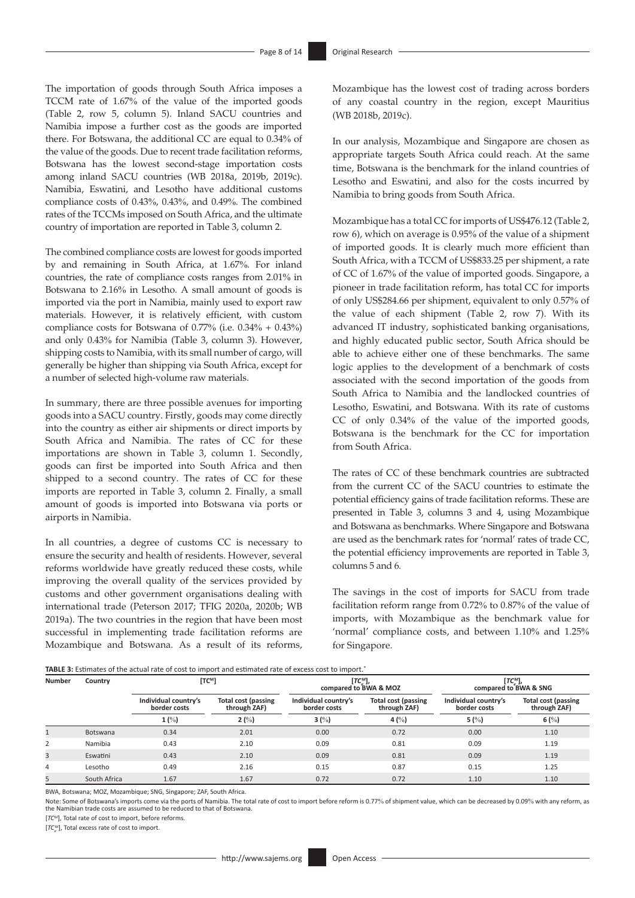The importation of goods through South Africa imposes a TCCM rate of 1.67% of the value of the imported goods (Table 2, row 5, column 5). Inland SACU countries and Namibia impose a further cost as the goods are imported there. For Botswana, the additional CC are equal to 0.34% of the value of the goods. Due to recent trade facilitation reforms, Botswana has the lowest second-stage importation costs among inland SACU countries (WB 2018a, 2019b, 2019c). Namibia, Eswatini, and Lesotho have additional customs compliance costs of 0.43%, 0.43%, and 0.49%. The combined rates of the TCCMs imposed on South Africa, and the ultimate country of importation are reported in Table 3, column 2.

The combined compliance costs are lowest for goods imported by and remaining in South Africa, at 1.67%. For inland countries, the rate of compliance costs ranges from 2.01% in Botswana to 2.16% in Lesotho. A small amount of goods is imported via the port in Namibia, mainly used to export raw materials. However, it is relatively efficient, with custom compliance costs for Botswana of 0.77% (i.e. 0.34% + 0.43%) and only 0.43% for Namibia (Table 3, column 3). However, shipping costs to Namibia, with its small number of cargo, will generally be higher than shipping via South Africa, except for a number of selected high-volume raw materials.

In summary, there are three possible avenues for importing goods into a SACU country. Firstly, goods may come directly into the country as either air shipments or direct imports by South Africa and Namibia. The rates of CC for these importations are shown in Table 3, column 1. Secondly, goods can first be imported into South Africa and then shipped to a second country. The rates of CC for these imports are reported in Table 3, column 2. Finally, a small amount of goods is imported into Botswana via ports or airports in Namibia.

In all countries, a degree of customs CC is necessary to ensure the security and health of residents. However, several reforms worldwide have greatly reduced these costs, while improving the overall quality of the services provided by customs and other government organisations dealing with international trade (Peterson 2017; TFIG 2020a, 2020b; WB 2019a). The two countries in the region that have been most successful in implementing trade facilitation reforms are Mozambique and Botswana. As a result of its reforms, Mozambique has the lowest cost of trading across borders of any coastal country in the region, except Mauritius (WB 2018b, 2019c).

In our analysis, Mozambique and Singapore are chosen as appropriate targets South Africa could reach. At the same time, Botswana is the benchmark for the inland countries of Lesotho and Eswatini, and also for the costs incurred by Namibia to bring goods from South Africa.

Mozambique has a total CC for imports of US$476.12 (Table 2, row 6), which on average is 0.95% of the value of a shipment of imported goods. It is clearly much more efficient than South Africa, with a TCCM of US$833.25 per shipment, a rate of CC of 1.67% of the value of imported goods. Singapore, a pioneer in trade facilitation reform, has total CC for imports of only US$284.66 per shipment, equivalent to only 0.57% of the value of each shipment (Table 2, row 7). With its advanced IT industry, sophisticated banking organisations, and highly educated public sector, South Africa should be able to achieve either one of these benchmarks. The same logic applies to the development of a benchmark of costs associated with the second importation of the goods from South Africa to Namibia and the landlocked countries of Lesotho, Eswatini, and Botswana. With its rate of customs CC of only 0.34% of the value of the imported goods, Botswana is the benchmark for the CC for importation from South Africa.

The rates of CC of these benchmark countries are subtracted from the current CC of the SACU countries to estimate the potential efficiency gains of trade facilitation reforms. These are presented in Table 3, columns 3 and 4, using Mozambique and Botswana as benchmarks. Where Singapore and Botswana are used as the benchmark rates for 'normal' rates of trade CC, the potential efficiency improvements are reported in Table 3, columns 5 and 6.

The savings in the cost of imports for SACU from trade facilitation reform range from 0.72% to 0.87% of the value of imports, with Mozambique as the benchmark value for 'normal' compliance costs, and between 1.10% and 1.25% for Singapore.

**TABLE 3:** Estimates of the actual rate of cost to import and estimated rate of excess cost to import.*

| Number | Country | $[TC^M]$ | | $[TC_e^M]$, compared to BWA & MOZ | | $[TC_e^M]$, compared to BWA & SNG | |
|---|---|---|---|---|---|---|---|
| | | Individual country's border costs | Total cost (passing through ZAF) | Individual country's border costs | Total cost (passing through ZAF) | Individual country's border costs | Total cost (passing through ZAF) |
| | | 1 (%) | 2 (%) | 3 (%) | 4 (%) | 5 (%) | 6 (%) |
| 1 | Botswana | 0.34 | 2.01 | 0.00 | 0.72 | 0.00 | 1.10 |
| 2 | Namibia | 0.43 | 2.10 | 0.09 | 0.81 | 0.09 | 1.19 |
| 3 | Eswatini | 0.43 | 2.10 | 0.09 | 0.81 | 0.09 | 1.19 |
| 4 | Lesotho | 0.49 | 2.16 | 0.15 | 0.87 | 0.15 | 1.25 |
| 5 | South Africa | 1.67 | 1.67 | 0.72 | 0.72 | 1.10 | 1.10 |

BWA, Botswana; MOZ, Mozambique; SNG, Singapore; ZAF, South Africa.

Note: Some of Botswana's imports come via the ports of Namibia. The total rate of cost to import before reform is 0.77% of shipment value, which can be decreased by 0.09% with any reform, as the Namibian trade costs are assumed to be reduced to that of Botswana.

$[TC^M]$, Total rate of cost to import, before reforms.

$[TC_e^M]$, Total excess rate of cost to import.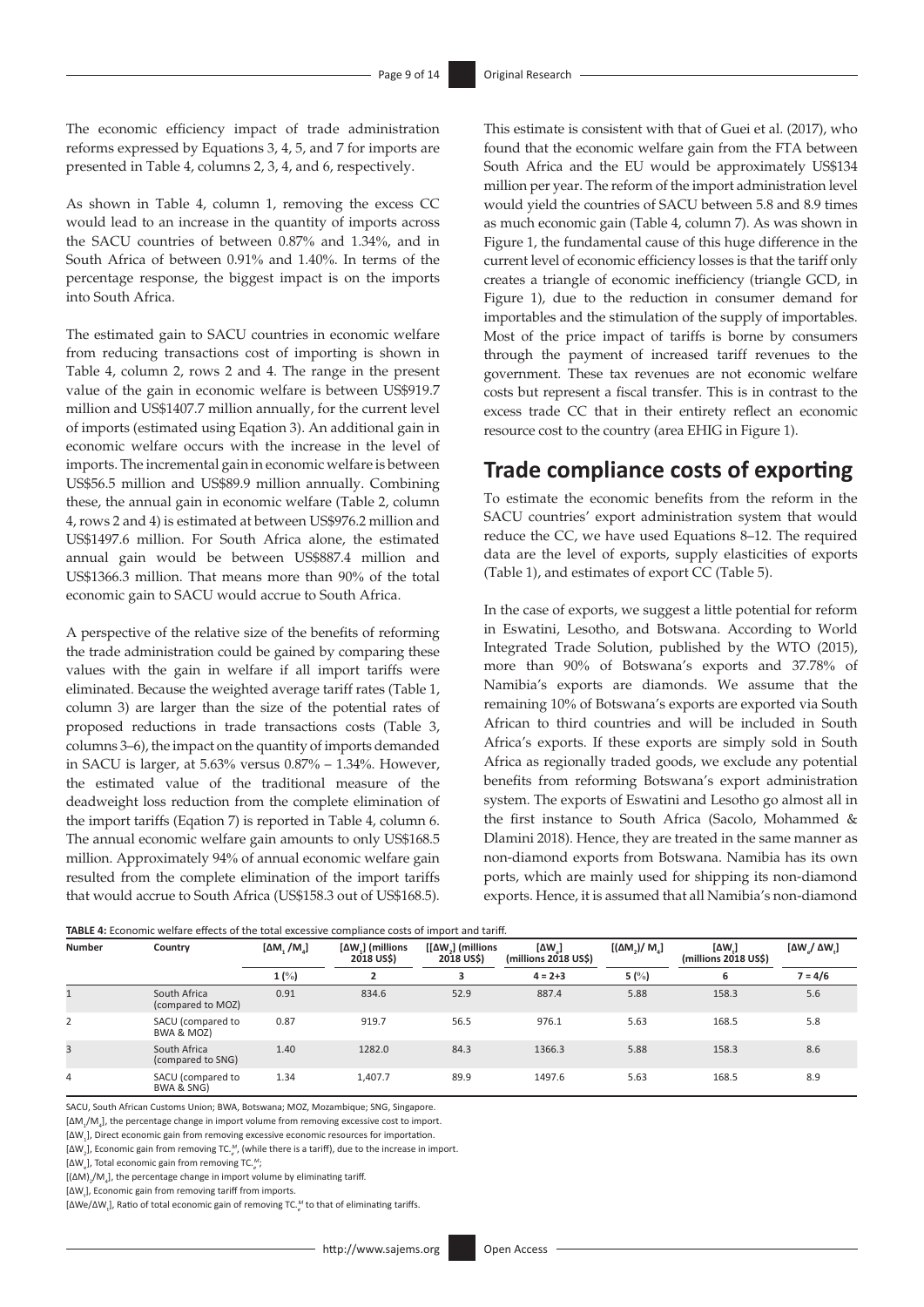The economic efficiency impact of trade administration reforms expressed by Equations 3, 4, 5, and 7 for imports are presented in Table 4, columns 2, 3, 4, and 6, respectively.

As shown in Table 4, column 1, removing the excess CC would lead to an increase in the quantity of imports across the SACU countries of between 0.87% and 1.34%, and in South Africa of between 0.91% and 1.40%. In terms of the percentage response, the biggest impact is on the imports into South Africa.

The estimated gain to SACU countries in economic welfare from reducing transactions cost of importing is shown in Table 4, column 2, rows 2 and 4. The range in the present value of the gain in economic welfare is between US$919.7 million and US$1407.7 million annually, for the current level of imports (estimated using Eqation 3). An additional gain in economic welfare occurs with the increase in the level of imports. The incremental gain in economic welfare is between US$56.5 million and US$89.9 million annually. Combining these, the annual gain in economic welfare (Table 2, column 4, rows 2 and 4) is estimated at between US$976.2 million and US$1497.6 million. For South Africa alone, the estimated annual gain would be between US$887.4 million and US$1366.3 million. That means more than 90% of the total economic gain to SACU would accrue to South Africa.

A perspective of the relative size of the benefits of reforming the trade administration could be gained by comparing these values with the gain in welfare if all import tariffs were eliminated. Because the weighted average tariff rates (Table 1, column 3) are larger than the size of the potential rates of proposed reductions in trade transactions costs (Table 3, columns 3–6), the impact on the quantity of imports demanded in SACU is larger, at 5.63% versus 0.87% – 1.34%. However, the estimated value of the traditional measure of the deadweight loss reduction from the complete elimination of the import tariffs (Eqation 7) is reported in Table 4, column 6. The annual economic welfare gain amounts to only US$168.5 million. Approximately 94% of annual economic welfare gain resulted from the complete elimination of the import tariffs that would accrue to South Africa (US$158.3 out of US$168.5). This estimate is consistent with that of Guei et al. (2017), who found that the economic welfare gain from the FTA between South Africa and the EU would be approximately US$134 million per year. The reform of the import administration level would yield the countries of SACU between 5.8 and 8.9 times as much economic gain (Table 4, column 7). As was shown in Figure 1, the fundamental cause of this huge difference in the current level of economic efficiency losses is that the tariff only creates a triangle of economic inefficiency (triangle GCD, in Figure 1), due to the reduction in consumer demand for importables and the stimulation of the supply of importables. Most of the price impact of tariffs is borne by consumers through the payment of increased tariff revenues to the government. These tax revenues are not economic welfare costs but represent a fiscal transfer. This is in contrast to the excess trade CC that in their entirety reflect an economic resource cost to the country (area EHIG in Figure 1).

## Trade compliance costs of exporting

To estimate the economic benefits from the reform in the SACU countries' export administration system that would reduce the CC, we have used Equations 8–12. The required data are the level of exports, supply elasticities of exports (Table 1), and estimates of export CC (Table 5).

In the case of exports, we suggest a little potential for reform in Eswatini, Lesotho, and Botswana. According to World Integrated Trade Solution, published by the WTO (2015), more than 90% of Botswana's exports and 37.78% of Namibia's exports are diamonds. We assume that the remaining 10% of Botswana's exports are exported via South African to third countries and will be included in South Africa's exports. If these exports are simply sold in South Africa as regionally traded goods, we exclude any potential benefits from reforming Botswana's export administration system. The exports of Eswatini and Lesotho go almost all in the first instance to South Africa (Sacolo, Mohammed & Dlamini 2018). Hence, they are treated in the same manner as non-diamond exports from Botswana. Namibia has its own ports, which are mainly used for shipping its non-diamond exports. Hence, it is assumed that all Namibia's non-diamond

**TABLE 4:** Economic welfare effects of the total excessive compliance costs of import and tariff.

| Number | Country | $[\Delta M_1/M_4]$ | $[\Delta W_1]$ (millions 2018 US$) | $[[\Delta W_2]$ (millions 2018 US$) | $[\Delta W_e]$ (millions 2018 US$) | $[(\Delta M_2)/M_4]$ | $[\Delta W_t]$ (millions 2018 US$) | $[\Delta W_e/\Delta W_t]$ |
|---|---|---|---|---|---|---|---|---|
| | | 1 (%) | 2 | 3 | 4 = 2+3 | 5 (%) | 6 | 7 = 4/6 |
| 1 | South Africa (compared to MOZ) | 0.91 | 834.6 | 52.9 | 887.4 | 5.88 | 158.3 | 5.6 |
| 2 | SACU (compared to BWA & MOZ) | 0.87 | 919.7 | 56.5 | 976.1 | 5.63 | 168.5 | 5.8 |
| 3 | South Africa (compared to SNG) | 1.40 | 1282.0 | 84.3 | 1366.3 | 5.88 | 158.3 | 8.6 |
| 4 | SACU (compared to BWA & SNG) | 1.34 | 1,407.7 | 89.9 | 1497.6 | 5.63 | 168.5 | 8.9 |

SACU, South African Customs Union; BWA, Botswana; MOZ, Mozambique; SNG, Singapore.

$[\Delta M_1/M_4]$, the percentage change in import volume from removing excessive cost to import.

$[\Delta W_1]$, Direct economic gain from removing excessive economic resources for importation.

$[\Delta W_2]$, Economic gain from removing $TC_e^M$, (while there is a tariff), due to the increase in import.

$[\Delta W_e]$, Total economic gain from removing $TC_e^M$;

$[(\Delta M)_2/M_4]$, the percentage change in import volume by eliminating tariff.

$[\Delta W_t]$, Economic gain from removing tariff from imports.

$[\Delta We/\Delta W_t]$, Ratio of total economic gain of removing $TC_e^M$ to that of eliminating tariffs.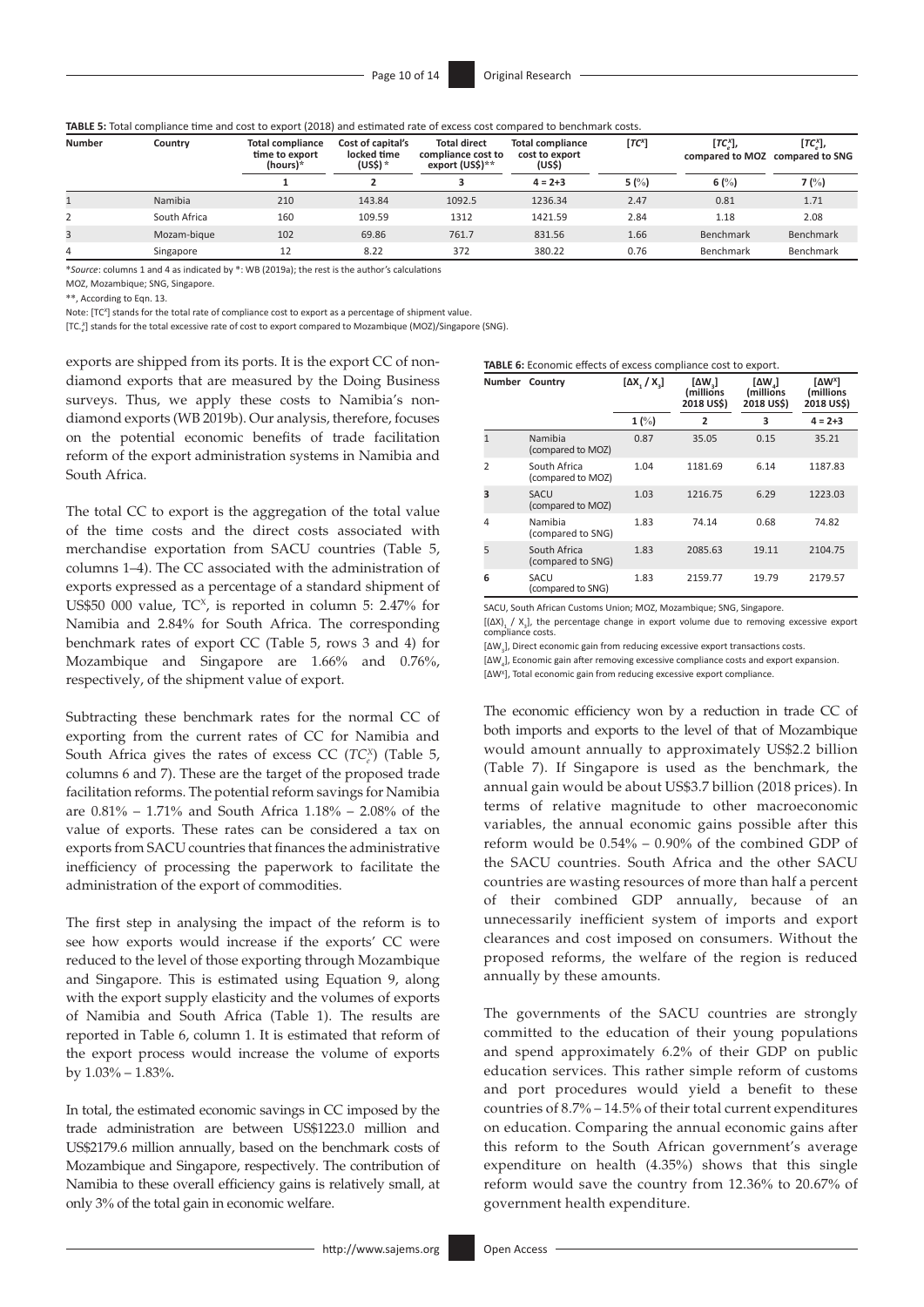**TABLE 5:** Total compliance time and cost to export (2018) and estimated rate of excess cost compared to benchmark costs.

| Number | Country | Total compliance time to export (hours)* | Cost of capital's locked time (US$)* | Total direct compliance cost to export (US$)** | Total compliance cost to export (US$) | $[TC^x]$ | $[TC_e^x]$, compared to MOZ | $[TC_e^x]$, compared to SNG |
|---|---|---|---|---|---|---|---|---|
| | | 1 | 2 | 3 | 4 = 2+3 | 5 (%) | 6 (%) | 7 (%) |
| 1 | Namibia | 210 | 143.84 | 1092.5 | 1236.34 | 2.47 | 0.81 | 1.71 |
| 2 | South Africa | 160 | 109.59 | 1312 | 1421.59 | 2.84 | 1.18 | 2.08 |
| 3 | Mozam-bique | 102 | 69.86 | 761.7 | 831.56 | 1.66 | Benchmark | Benchmark |
| 4 | Singapore | 12 | 8.22 | 372 | 380.22 | 0.76 | Benchmark | Benchmark |

*Source: columns 1 and 4 as indicated by *: WB (2019a); the rest is the author's calculations

MOZ, Mozambique; SNG, Singapore.

**, According to Eqn. 13.

Note: $[TC^x]$ stands for the total rate of compliance cost to export as a percentage of shipment value.

$[TC_e^x]$ stands for the total excessive rate of cost to export compared to Mozambique (MOZ)/Singapore (SNG).

exports are shipped from its ports. It is the export CC of non-diamond exports that are measured by the Doing Business surveys. Thus, we apply these costs to Namibia's non-diamond exports (WB 2019b). Our analysis, therefore, focuses on the potential economic benefits of trade facilitation reform of the export administration systems in Namibia and South Africa.

The total CC to export is the aggregation of the total value of the time costs and the direct costs associated with merchandise exportation from SACU countries (Table 5, columns 1–4). The CC associated with the administration of exports expressed as a percentage of a standard shipment of US$50 000 value, $TC^X$, is reported in column 5: 2.47% for Namibia and 2.84% for South Africa. The corresponding benchmark rates of export CC (Table 5, rows 3 and 4) for Mozambique and Singapore are 1.66% and 0.76%, respectively, of the shipment value of export.

Subtracting these benchmark rates for the normal CC of exporting from the current rates of CC for Namibia and South Africa gives the rates of excess CC ($TC_e^X$) (Table 5, columns 6 and 7). These are the target of the proposed trade facilitation reforms. The potential reform savings for Namibia are 0.81% – 1.71% and South Africa 1.18% – 2.08% of the value of exports. These rates can be considered a tax on exports from SACU countries that finances the administrative inefficiency of processing the paperwork to facilitate the administration of the export of commodities.

The first step in analysing the impact of the reform is to see how exports would increase if the exports' CC were reduced to the level of those exporting through Mozambique and Singapore. This is estimated using Equation 9, along with the export supply elasticity and the volumes of exports of Namibia and South Africa (Table 1). The results are reported in Table 6, column 1. It is estimated that reform of the export process would increase the volume of exports by 1.03% – 1.83%.

In total, the estimated economic savings in CC imposed by the trade administration are between US$1223.0 million and US$2179.6 million annually, based on the benchmark costs of Mozambique and Singapore, respectively. The contribution of Namibia to these overall efficiency gains is relatively small, at only 3% of the total gain in economic welfare.

**TABLE 6:** Economic effects of excess compliance cost to export.

| Number | Country | $[\Delta X_1 / X_1]$ | $[\Delta W_3]$ (millions 2018 US$) | $[\Delta W_4]$ (millions 2018 US$) | $[\Delta W^x]$ (millions 2018 US$) |
|---|---|---|---|---|---|
| | | 1 (%) | 2 | 3 | 4 = 2+3 |
| 1 | Namibia (compared to MOZ) | 0.87 | 35.05 | 0.15 | 35.21 |
| 2 | South Africa (compared to MOZ) | 1.04 | 1181.69 | 6.14 | 1187.83 |
| 3 | SACU (compared to MOZ) | 1.03 | 1216.75 | 6.29 | 1223.03 |
| 4 | Namibia (compared to SNG) | 1.83 | 74.14 | 0.68 | 74.82 |
| 5 | South Africa (compared to SNG) | 1.83 | 2085.63 | 19.11 | 2104.75 |
| 6 | SACU (compared to SNG) | 1.83 | 2159.77 | 19.79 | 2179.57 |

SACU, South African Customs Union; MOZ, Mozambique; SNG, Singapore.

$[(\Delta X)_1 / X_1]$, the percentage change in export volume due to removing excessive export compliance costs.

$[\Delta W_3]$, Direct economic gain from reducing excessive export transactions costs.

$[\Delta W_4]$, Economic gain after removing excessive compliance costs and export expansion.

$[\Delta W^x]$, Total economic gain from reducing excessive export compliance.

The economic efficiency won by a reduction in trade CC of both imports and exports to the level of that of Mozambique would amount annually to approximately US$2.2 billion (Table 7). If Singapore is used as the benchmark, the annual gain would be about US$3.7 billion (2018 prices). In terms of relative magnitude to other macroeconomic variables, the annual economic gains possible after this reform would be 0.54% – 0.90% of the combined GDP of the SACU countries. South Africa and the other SACU countries are wasting resources of more than half a percent of their combined GDP annually, because of an unnecessarily inefficient system of imports and export clearances and cost imposed on consumers. Without the proposed reforms, the welfare of the region is reduced annually by these amounts.

The governments of the SACU countries are strongly committed to the education of their young populations and spend approximately 6.2% of their GDP on public education services. This rather simple reform of customs and port procedures would yield a benefit to these countries of 8.7% – 14.5% of their total current expenditures on education. Comparing the annual economic gains after this reform to the South African government's average expenditure on health (4.35%) shows that this single reform would save the country from 12.36% to 20.67% of government health expenditure.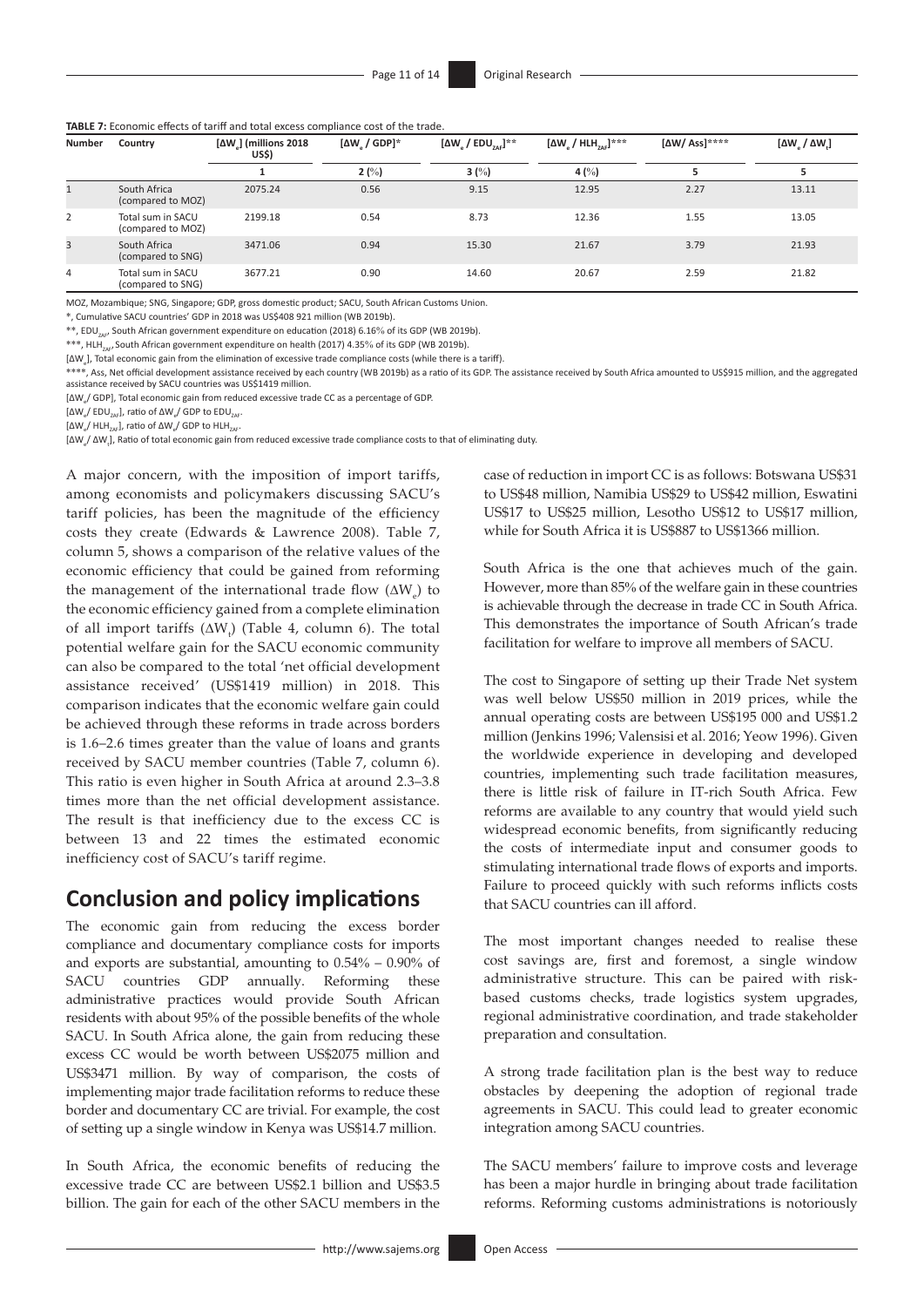**TABLE 7:** Economic effects of tariff and total excess compliance cost of the trade.

| Number | Country | $[\Delta W_e]$ (millions 2018 US$) | $[\Delta W_e$ / GDP]* | $[\Delta W_e / EDU_{ZAF}]$** | $[\Delta W_e / HLH_{ZAF}]$*** | [ΔW/ Ass]**** | $[\Delta W_e / \Delta W_t]$ |
|---|---|---|---|---|---|---|---|
| | | 1 | 2 (%) | 3 (%) | 4 (%) | 5 | 5 |
| 1 | South Africa (compared to MOZ) | 2075.24 | 0.56 | 9.15 | 12.95 | 2.27 | 13.11 |
| 2 | Total sum in SACU (compared to MOZ) | 2199.18 | 0.54 | 8.73 | 12.36 | 1.55 | 13.05 |
| 3 | South Africa (compared to SNG) | 3471.06 | 0.94 | 15.30 | 21.67 | 3.79 | 21.93 |
| 4 | Total sum in SACU (compared to SNG) | 3677.21 | 0.90 | 14.60 | 20.67 | 2.59 | 21.82 |

MOZ, Mozambique; SNG, Singapore; GDP, gross domestic product; SACU, South African Customs Union.

*, Cumulative SACU countries' GDP in 2018 was US$408 921 million (WB 2019b).

**, $EDU_{ZAF}$, South African government expenditure on education (2018) 6.16% of its GDP (WB 2019b).

***, $HLH_{ZAF}$, South African government expenditure on health (2017) 4.35% of its GDP (WB 2019b).

$[\Delta W_e]$, Total economic gain from the elimination of excessive trade compliance costs (while there is a tariff).

****, Ass, Net official development assistance received by each country (WB 2019b) as a ratio of its GDP. The assistance received by South Africa amounted to US$915 million, and the aggregated assistance received by SACU countries was US$1419 million.

$[\Delta W_e$/ GDP], Total economic gain from reduced excessive trade CC as a percentage of GDP.

$[\Delta W_e / EDU_{ZAF}]$, ratio of $\Delta W_e$/ GDP to $EDU_{ZAF}$.

$[\Delta W_e / HLH_{ZAF}]$, ratio of $\Delta W_e$/ GDP to $HLH_{ZAF}$.

$[\Delta W_e / \Delta W_t]$, Ratio of total economic gain from reduced excessive trade compliance costs to that of eliminating duty.

A major concern, with the imposition of import tariffs, among economists and policymakers discussing SACU's tariff policies, has been the magnitude of the efficiency costs they create (Edwards & Lawrence 2008). Table 7, column 5, shows a comparison of the relative values of the economic efficiency that could be gained from reforming the management of the international trade flow ($\Delta W_e$) to the economic efficiency gained from a complete elimination of all import tariffs ($\Delta W_t$) (Table 4, column 6). The total potential welfare gain for the SACU economic community can also be compared to the total 'net official development assistance received' (US$1419 million) in 2018. This comparison indicates that the economic welfare gain could be achieved through these reforms in trade across borders is 1.6–2.6 times greater than the value of loans and grants received by SACU member countries (Table 7, column 6). This ratio is even higher in South Africa at around 2.3–3.8 times more than the net official development assistance. The result is that inefficiency due to the excess CC is between 13 and 22 times the estimated economic inefficiency cost of SACU's tariff regime.

## Conclusion and policy implications

The economic gain from reducing the excess border compliance and documentary compliance costs for imports and exports are substantial, amounting to 0.54% – 0.90% of SACU countries GDP annually. Reforming these administrative practices would provide South African residents with about 95% of the possible benefits of the whole SACU. In South Africa alone, the gain from reducing these excess CC would be worth between US$2075 million and US$3471 million. By way of comparison, the costs of implementing major trade facilitation reforms to reduce these border and documentary CC are trivial. For example, the cost of setting up a single window in Kenya was US$14.7 million.

In South Africa, the economic benefits of reducing the excessive trade CC are between US$2.1 billion and US$3.5 billion. The gain for each of the other SACU members in the case of reduction in import CC is as follows: Botswana US$31 to US$48 million, Namibia US$29 to US$42 million, Eswatini US$17 to US$25 million, Lesotho US$12 to US$17 million, while for South Africa it is US$887 to US$1366 million.

South Africa is the one that achieves much of the gain. However, more than 85% of the welfare gain in these countries is achievable through the decrease in trade CC in South Africa. This demonstrates the importance of South African's trade facilitation for welfare to improve all members of SACU.

The cost to Singapore of setting up their Trade Net system was well below US$50 million in 2019 prices, while the annual operating costs are between US$195 000 and US$1.2 million (Jenkins 1996; Valensisi et al. 2016; Yeow 1996). Given the worldwide experience in developing and developed countries, implementing such trade facilitation measures, there is little risk of failure in IT-rich South Africa. Few reforms are available to any country that would yield such widespread economic benefits, from significantly reducing the costs of intermediate input and consumer goods to stimulating international trade flows of exports and imports. Failure to proceed quickly with such reforms inflicts costs that SACU countries can ill afford.

The most important changes needed to realise these cost savings are, first and foremost, a single window administrative structure. This can be paired with risk-based customs checks, trade logistics system upgrades, regional administrative coordination, and trade stakeholder preparation and consultation.

A strong trade facilitation plan is the best way to reduce obstacles by deepening the adoption of regional trade agreements in SACU. This could lead to greater economic integration among SACU countries.

The SACU members' failure to improve costs and leverage has been a major hurdle in bringing about trade facilitation reforms. Reforming customs administrations is notoriously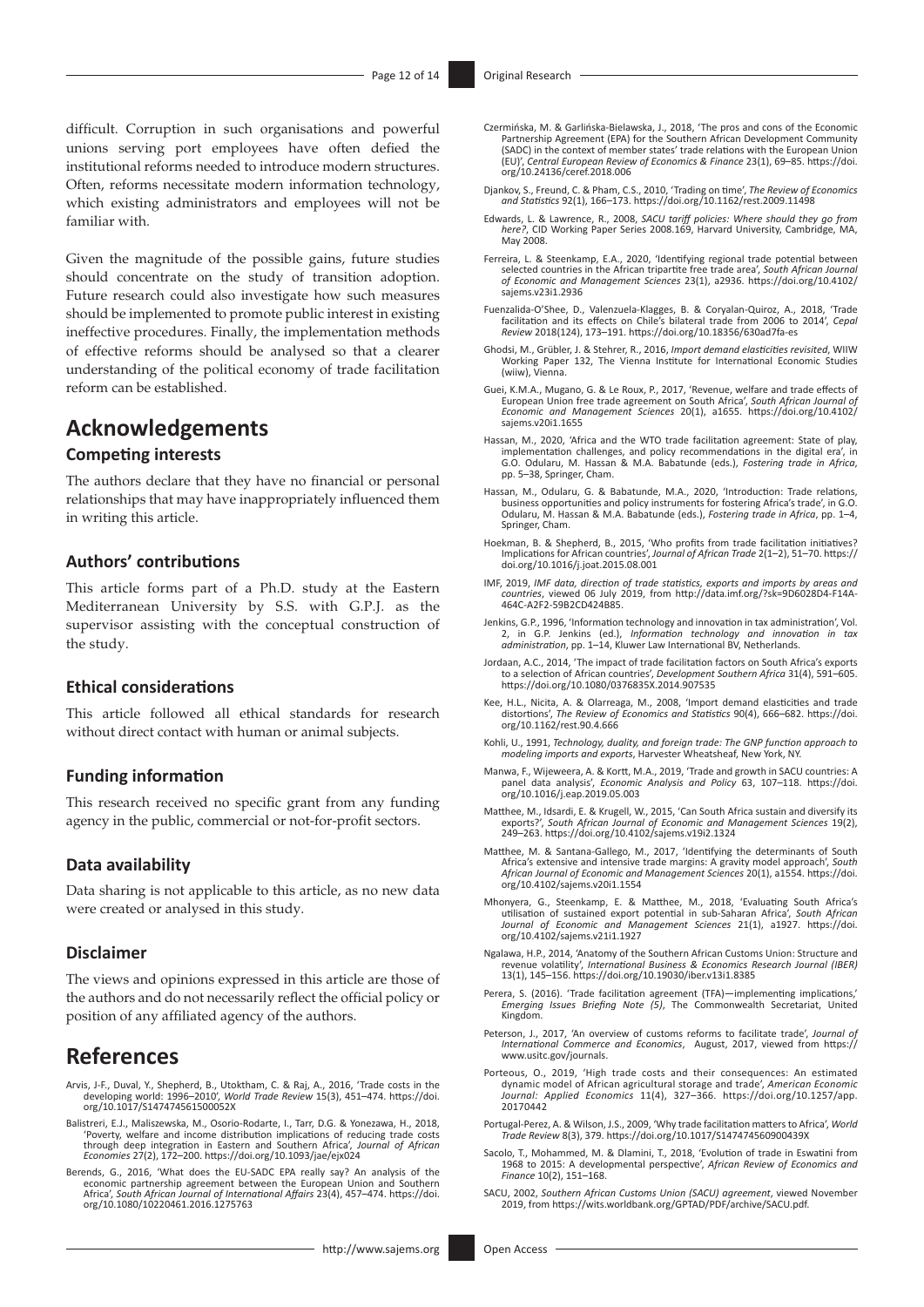difficult. Corruption in such organisations and powerful unions serving port employees have often defied the institutional reforms needed to introduce modern structures. Often, reforms necessitate modern information technology, which existing administrators and employees will not be familiar with.

Given the magnitude of the possible gains, future studies should concentrate on the study of transition adoption. Future research could also investigate how such measures should be implemented to promote public interest in existing ineffective procedures. Finally, the implementation methods of effective reforms should be analysed so that a clearer understanding of the political economy of trade facilitation reform can be established.

# Acknowledgements

## Competing interests

The authors declare that they have no financial or personal relationships that may have inappropriately influenced them in writing this article.

## Authors' contributions

This article forms part of a Ph.D. study at the Eastern Mediterranean University by S.S. with G.P.J. as the supervisor assisting with the conceptual construction of the study.

## Ethical considerations

This article followed all ethical standards for research without direct contact with human or animal subjects.

## Funding information

This research received no specific grant from any funding agency in the public, commercial or not-for-profit sectors.

## Data availability

Data sharing is not applicable to this article, as no new data were created or analysed in this study.

## Disclaimer

The views and opinions expressed in this article are those of the authors and do not necessarily reflect the official policy or position of any affiliated agency of the authors.

# References

Arvis, J-F., Duval, Y., Shepherd, B., Utoktham, C. & Raj, A., 2016, 'Trade costs in the developing world: 1996–2010', *World Trade Review* 15(3), 451–474. https://doi.org/10.1017/S147474561500052X

Balistreri, E.J., Maliszewska, M., Osorio-Rodarte, I., Tarr, D.G. & Yonezawa, H., 2018, 'Poverty, welfare and income distribution implications of reducing trade costs through deep integration in Eastern and Southern Africa', *Journal of African Economies* 27(2), 172–200. https://doi.org/10.1093/jae/ejx024

Berends, G., 2016, 'What does the EU-SADC EPA really say? An analysis of the economic partnership agreement between the European Union and Southern Africa', *South African Journal of International Affairs* 23(4), 457–474. https://doi.org/10.1080/10220461.2016.1275763

Czermińska, M. & Garlińska-Bielawska, J., 2018, 'The pros and cons of the Economic Partnership Agreement (EPA) for the Southern African Development Community (SADC) in the context of member states' trade relations with the European Union (EU)', *Central European Review of Economics & Finance* 23(1), 69–85. https://doi.org/10.24136/ceref.2018.006

Djankov, S., Freund, C. & Pham, C.S., 2010, 'Trading on time', *The Review of Economics and Statistics* 92(1), 166–173. https://doi.org/10.1162/rest.2009.11498

Edwards, L. & Lawrence, R., 2008, *SACU tariff policies: Where should they go from here?*, CID Working Paper Series 2008.169, Harvard University, Cambridge, MA, May 2008.

Ferreira, L. & Steenkamp, E.A., 2020, 'Identifying regional trade potential between selected countries in the African tripartite free trade area', *South African Journal of Economic and Management Sciences* 23(1), a2936. https://doi.org/10.4102/sajems.v23i1.2936

Fuenzalida-O'Shee, D., Valenzuela-Klagges, B. & Coryalan-Quiroz, A., 2018, 'Trade facilitation and its effects on Chile's bilateral trade from 2006 to 2014', *Cepal Review* 2018(124), 173–191. https://doi.org/10.18356/630ad7fa-es

Ghodsi, M., Grübler, J. & Stehrer, R., 2016, *Import demand elasticities revisited*, WIIW Working Paper 132, The Vienna Institute for International Economic Studies (wiiw), Vienna.

Guei, K.M.A., Mugano, G. & Le Roux, P., 2017, 'Revenue, welfare and trade effects of European Union free trade agreement on South Africa', *South African Journal of Economic and Management Sciences* 20(1), a1655. https://doi.org/10.4102/sajems.v20i1.1655

Hassan, M., 2020, 'Africa and the WTO trade facilitation agreement: State of play, implementation challenges, and policy recommendations in the digital era', in G.O. Odularu, M. Hassan & M.A. Babatunde (eds.), *Fostering trade in Africa*, pp. 5–38, Springer, Cham.

Hassan, M., Odularu, G. & Babatunde, M.A., 2020, 'Introduction: Trade relations, business opportunities and policy instruments for fostering Africa's trade', in G.O. Odularu, M. Hassan & M.A. Babatunde (eds.), *Fostering trade in Africa*, pp. 1–4, Springer, Cham.

Hoekman, B. & Shepherd, B., 2015, 'Who profits from trade facilitation initiatives? Implications for African countries', *Journal of African Trade* 2(1–2), 51–70. https://doi.org/10.1016/j.joat.2015.08.001

IMF, 2019, *IMF data, direction of trade statistics, exports and imports by areas and countries*, viewed 06 July 2019, from http://data.imf.org/?sk=9D6028D4-F14A-464C-A2F2-59B2CD424B85.

Jenkins, G.P., 1996, 'Information technology and innovation in tax administration', Vol. 2, in G.P. Jenkins (ed.), *Information technology and innovation in tax administration*, pp. 1–14, Kluwer Law International BV, Netherlands.

Jordaan, A.C., 2014, 'The impact of trade facilitation factors on South Africa's exports to a selection of African countries', *Development Southern Africa* 31(4), 591–605. https://doi.org/10.1080/0376835X.2014.907535

Kee, H.L., Nicita, A. & Olarreaga, M., 2008, 'Import demand elasticities and trade distortions', *The Review of Economics and Statistics* 90(4), 666–682. https://doi.org/10.1162/rest.90.4.666

Kohli, U., 1991, *Technology, duality, and foreign trade: The GNP function approach to modeling imports and exports*, Harvester Wheatsheaf, New York, NY.

Manwa, F., Wijeweera, A. & Kortt, M.A., 2019, 'Trade and growth in SACU countries: A panel data analysis', *Economic Analysis and Policy* 63, 107–118. https://doi.org/10.1016/j.eap.2019.05.003

Matthee, M., Idsardi, E. & Krugell, W., 2015, 'Can South Africa sustain and diversify its exports?', *South African Journal of Economic and Management Sciences* 19(2), 249–263. https://doi.org/10.4102/sajems.v19i2.1324

Matthee, M. & Santana-Gallego, M., 2017, 'Identifying the determinants of South Africa's extensive and intensive trade margins: A gravity model approach', *South African Journal of Economic and Management Sciences* 20(1), a1554. https://doi.org/10.4102/sajems.v20i1.1554

Mhonyera, G., Steenkamp, E. & Matthee, M., 2018, 'Evaluating South Africa's utilisation of sustained export potential in sub-Saharan Africa', *South African Journal of Economic and Management Sciences* 21(1), a1927. https://doi.org/10.4102/sajems.v21i1.1927

Ngalawa, H.P., 2014, 'Anatomy of the Southern African Customs Union: Structure and revenue volatility', *International Business & Economics Research Journal (IBER)* 13(1), 145–156. https://doi.org/10.19030/iber.v13i1.8385

Perera, S. (2016). 'Trade facilitation agreement (TFA)—implementing implications,' *Emerging Issues Briefing Note (5)*, The Commonwealth Secretariat, United Kingdom.

Peterson, J., 2017, 'An overview of customs reforms to facilitate trade', *Journal of International Commerce and Economics*, August, 2017, viewed from https://www.usitc.gov/journals.

Porteous, O., 2019, 'High trade costs and their consequences: An estimated dynamic model of African agricultural storage and trade', *American Economic Journal: Applied Economics* 11(4), 327–366. https://doi.org/10.1257/app.20170442

Portugal-Perez, A. & Wilson, J.S., 2009, 'Why trade facilitation matters to Africa', *World Trade Review* 8(3), 379. https://doi.org/10.1017/S147474560900439X

Sacolo, T., Mohammed, M. & Dlamini, T., 2018, 'Evolution of trade in Eswatini from 1968 to 2015: A developmental perspective', *African Review of Economics and Finance* 10(2), 151–168.

SACU, 2002, *Southern African Customs Union (SACU) agreement*, viewed November 2019, from https://wits.worldbank.org/GPTAD/PDF/archive/SACU.pdf.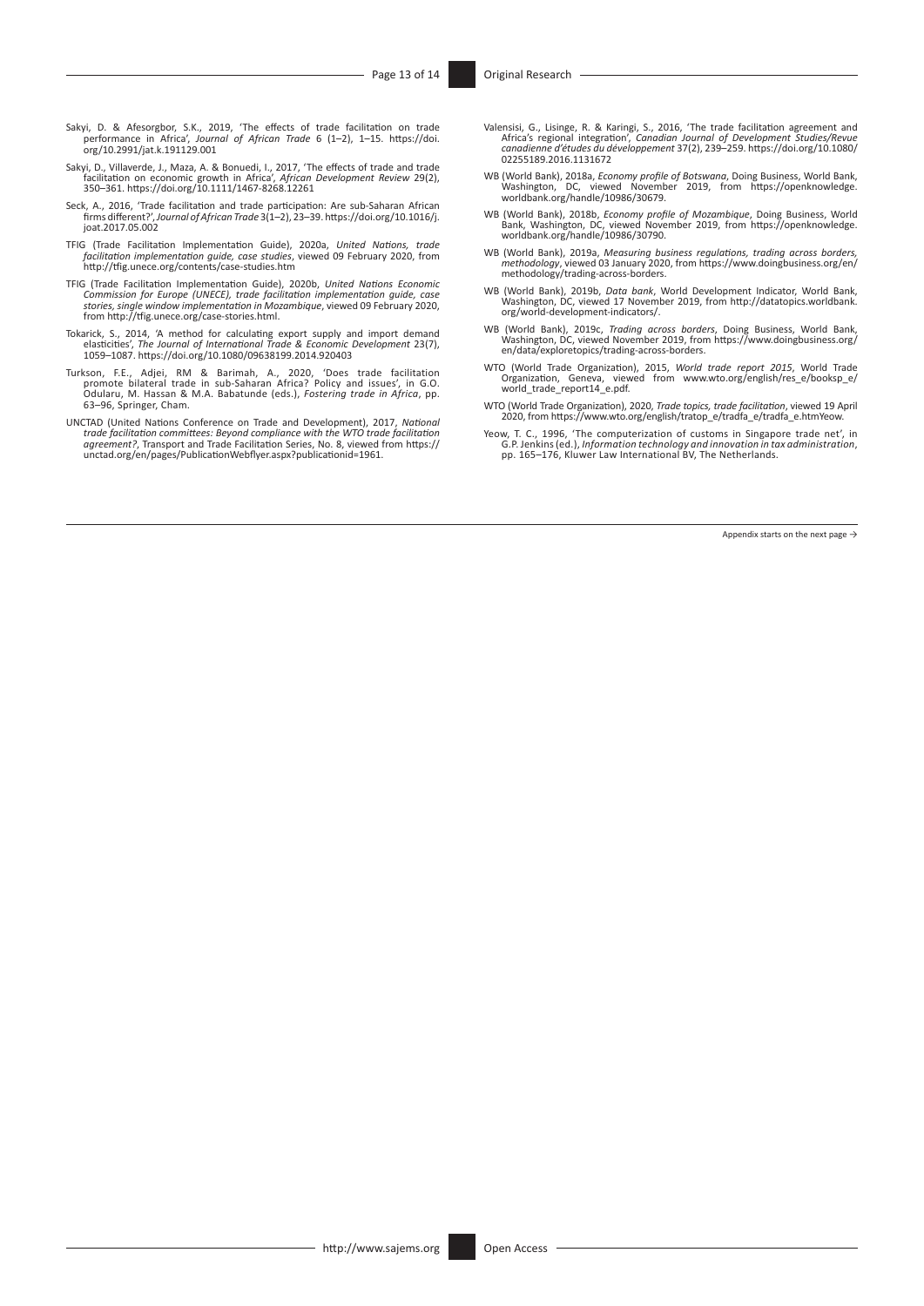Sakyi, D. & Afesorgbor, S.K., 2019, 'The effects of trade facilitation on trade performance in Africa', *Journal of African Trade* 6 (1–2), 1–15. https://doi.org/10.2991/jat.k.191129.001

Sakyi, D., Villaverde, J., Maza, A. & Bonuedi, I., 2017, 'The effects of trade and trade facilitation on economic growth in Africa', *African Development Review* 29(2), 350–361. https://doi.org/10.1111/1467-8268.12261

Seck, A., 2016, 'Trade facilitation and trade participation: Are sub-Saharan African firms different?', *Journal of African Trade* 3(1–2), 23–39. https://doi.org/10.1016/j.joat.2017.05.002

TFIG (Trade Facilitation Implementation Guide), 2020a, *United Nations, trade facilitation implementation guide, case studies*, viewed 09 February 2020, from http://tfig.unece.org/contents/case-studies.htm

TFIG (Trade Facilitation Implementation Guide), 2020b, *United Nations Economic Commission for Europe (UNECE), trade facilitation implementation guide, case stories, single window implementation in Mozambique*, viewed 09 February 2020, from http://tfig.unece.org/case-stories.html.

Tokarick, S., 2014, 'A method for calculating export supply and import demand elasticities', *The Journal of International Trade & Economic Development* 23(7), 1059–1087. https://doi.org/10.1080/09638199.2014.920403

Turkson, F.E., Adjei, RM & Barimah, A., 2020, 'Does trade facilitation promote bilateral trade in sub-Saharan Africa? Policy and issues', in G.O. Odularu, M. Hassan & M.A. Babatunde (eds.), *Fostering trade in Africa*, pp. 63–96, Springer, Cham.

UNCTAD (United Nations Conference on Trade and Development), 2017, *National trade facilitation committees: Beyond compliance with the WTO trade facilitation agreement?*, Transport and Trade Facilitation Series, No. 8, viewed from https://unctad.org/en/pages/PublicationWebflyer.aspx?publicationid=1961.

Valensisi, G., Lisinge, R. & Karingi, S., 2016, 'The trade facilitation agreement and Africa's regional integration', *Canadian Journal of Development Studies/Revue canadienne d'études du développement* 37(2), 239–259. https://doi.org/10.1080/02255189.2016.1131672

WB (World Bank), 2018a, *Economy profile of Botswana*, Doing Business, World Bank, Washington, DC, viewed November 2019, from https://openknowledge.worldbank.org/handle/10986/30679.

WB (World Bank), 2018b, *Economy profile of Mozambique*, Doing Business, World Bank, Washington, DC, viewed November 2019, from https://openknowledge.worldbank.org/handle/10986/30790.

WB (World Bank), 2019a, *Measuring business regulations, trading across borders, methodology*, viewed 03 January 2020, from https://www.doingbusiness.org/en/methodology/trading-across-borders.

WB (World Bank), 2019b, *Data bank*, World Development Indicator, World Bank, Washington, DC, viewed 17 November 2019, from http://datatopics.worldbank.org/world-development-indicators/.

WB (World Bank), 2019c, *Trading across borders*, Doing Business, World Bank, Washington, DC, viewed November 2019, from https://www.doingbusiness.org/en/data/exploretopics/trading-across-borders.

WTO (World Trade Organization), 2015, *World trade report 2015*, World Trade Organization, Geneva, viewed from www.wto.org/english/res_e/booksp_e/world_trade_report14_e.pdf.

WTO (World Trade Organization), 2020, *Trade topics, trade facilitation*, viewed 19 April 2020, from https://www.wto.org/english/tratop_e/tradfa_e/tradfa_e.htmYeow.

Yeow, T. C., 1996, 'The computerization of customs in Singapore trade net', in G.P. Jenkins (ed.), *Information technology and innovation in tax administration*, pp. 165–176, Kluwer Law International BV, The Netherlands.

Appendix starts on the next page →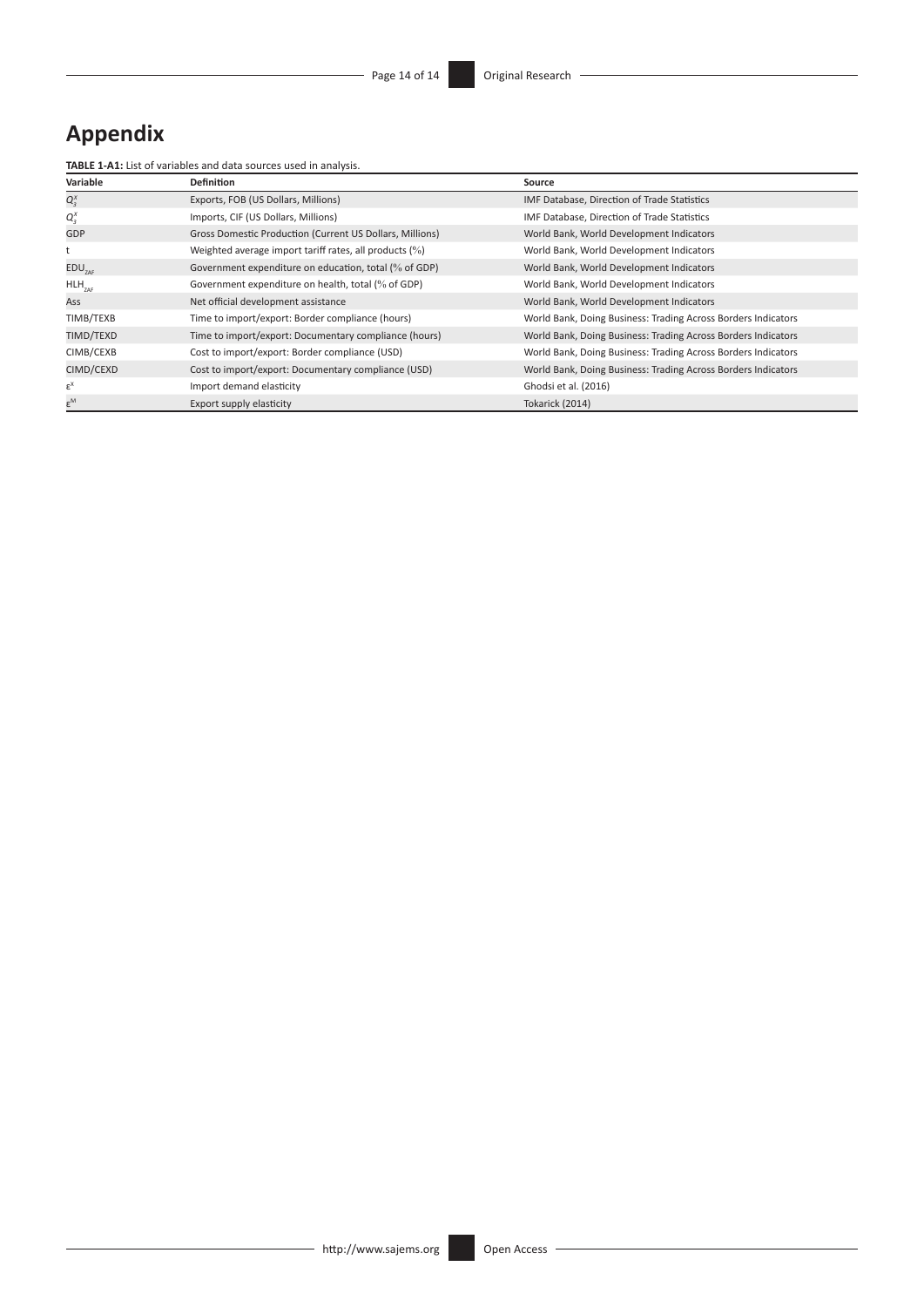# Appendix

**TABLE 1-A1:** List of variables and data sources used in analysis.

| Variable | Definition | Source |
| --- | --- | --- |
| $Q_3^x$ | Exports, FOB (US Dollars, Millions) | IMF Database, Direction of Trade Statistics |
| $Q_3^x$ | Imports, CIF (US Dollars, Millions) | IMF Database, Direction of Trade Statistics |
| GDP | Gross Domestic Production (Current US Dollars, Millions) | World Bank, World Development Indicators |
| t | Weighted average import tariff rates, all products (%) | World Bank, World Development Indicators |
| $EDU_{ZAF}$ | Government expenditure on education, total (% of GDP) | World Bank, World Development Indicators |
| $HLH_{ZAF}$ | Government expenditure on health, total (% of GDP) | World Bank, World Development Indicators |
| Ass | Net official development assistance | World Bank, World Development Indicators |
| TIMB/TEXB | Time to import/export: Border compliance (hours) | World Bank, Doing Business: Trading Across Borders Indicators |
| TIMD/TEXD | Time to import/export: Documentary compliance (hours) | World Bank, Doing Business: Trading Across Borders Indicators |
| CIMB/CEXB | Cost to import/export: Border compliance (USD) | World Bank, Doing Business: Trading Across Borders Indicators |
| CIMD/CEXD | Cost to import/export: Documentary compliance (USD) | World Bank, Doing Business: Trading Across Borders Indicators |
| $\varepsilon^X$ | Import demand elasticity | Ghodsi et al. (2016) |
| $\varepsilon^M$ | Export supply elasticity | Tokarick (2014) |